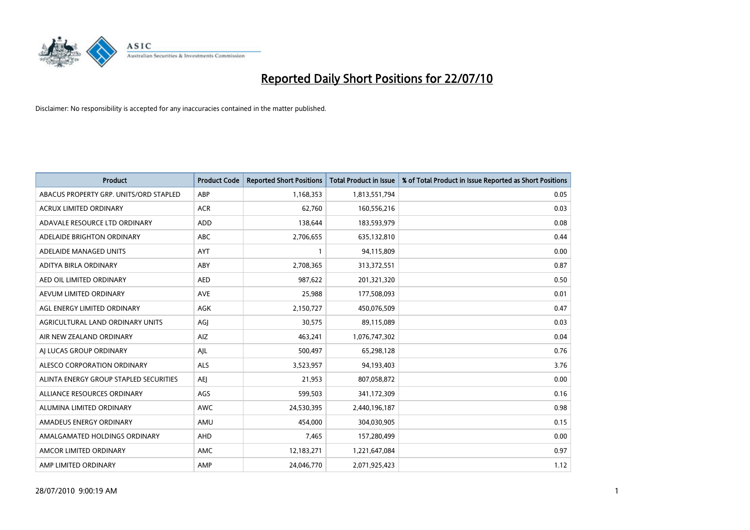# Reported Daily Short Positions for 22/07/10

Disclaimer: No responsibility is accepted for any inaccuracies contained in the matter published.

| Product | Product Code | Reported Short Positions | Total Product in Issue | % of Total Product in Issue Reported as Short Positions |
|---|---|---|---|---|
| ABACUS PROPERTY GRP. UNITS/ORD STAPLED | ABP | 1,168,353 | 1,813,551,794 | 0.05 |
| ACRUX LIMITED ORDINARY | ACR | 62,760 | 160,556,216 | 0.03 |
| ADAVALE RESOURCE LTD ORDINARY | ADD | 138,644 | 183,593,979 | 0.08 |
| ADELAIDE BRIGHTON ORDINARY | ABC | 2,706,655 | 635,132,810 | 0.44 |
| ADELAIDE MANAGED UNITS | AYT | 1 | 94,115,809 | 0.00 |
| ADITYA BIRLA ORDINARY | ABY | 2,708,365 | 313,372,551 | 0.87 |
| AED OIL LIMITED ORDINARY | AED | 987,622 | 201,321,320 | 0.50 |
| AEVUM LIMITED ORDINARY | AVE | 25,988 | 177,508,093 | 0.01 |
| AGL ENERGY LIMITED ORDINARY | AGK | 2,150,727 | 450,076,509 | 0.47 |
| AGRICULTURAL LAND ORDINARY UNITS | AGJ | 30,575 | 89,115,089 | 0.03 |
| AIR NEW ZEALAND ORDINARY | AIZ | 463,241 | 1,076,747,302 | 0.04 |
| AJ LUCAS GROUP ORDINARY | AJL | 500,497 | 65,298,128 | 0.76 |
| ALESCO CORPORATION ORDINARY | ALS | 3,523,957 | 94,193,403 | 3.76 |
| ALINTA ENERGY GROUP STAPLED SECURITIES | AEJ | 21,953 | 807,058,872 | 0.00 |
| ALLIANCE RESOURCES ORDINARY | AGS | 599,503 | 341,172,309 | 0.16 |
| ALUMINA LIMITED ORDINARY | AWC | 24,530,395 | 2,440,196,187 | 0.98 |
| AMADEUS ENERGY ORDINARY | AMU | 454,000 | 304,030,905 | 0.15 |
| AMALGAMATED HOLDINGS ORDINARY | AHD | 7,465 | 157,280,499 | 0.00 |
| AMCOR LIMITED ORDINARY | AMC | 12,183,271 | 1,221,647,084 | 0.97 |
| AMP LIMITED ORDINARY | AMP | 24,046,770 | 2,071,925,423 | 1.12 |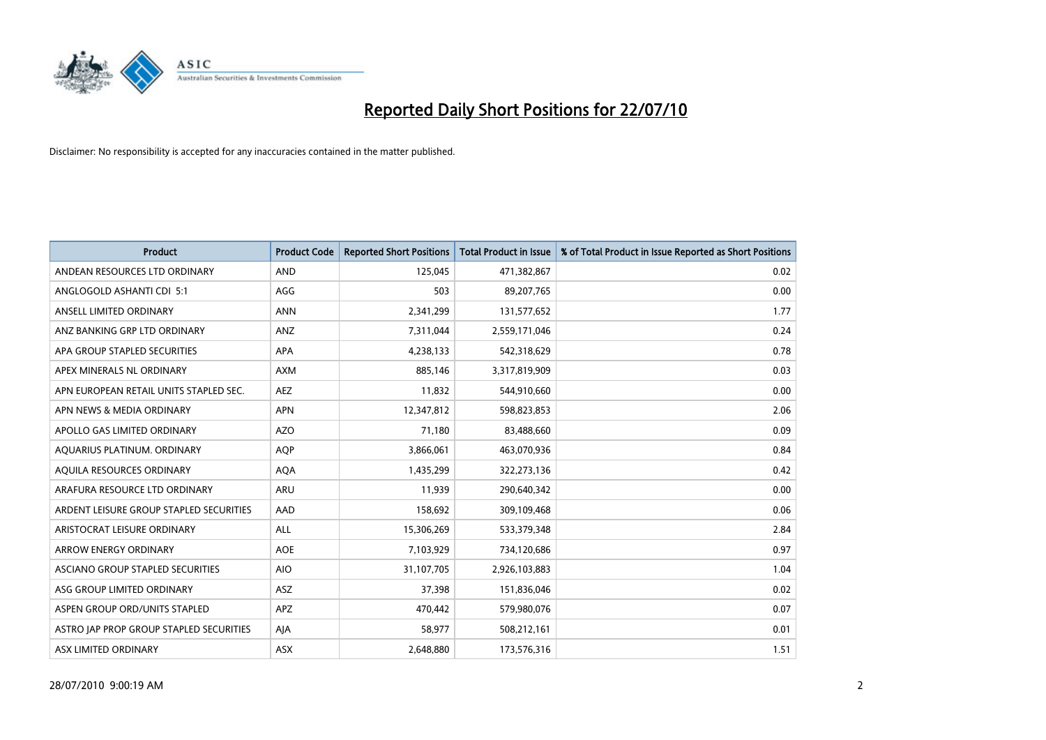# Reported Daily Short Positions for 22/07/10

Disclaimer: No responsibility is accepted for any inaccuracies contained in the matter published.

| Product | Product Code | Reported Short Positions | Total Product in Issue | % of Total Product in Issue Reported as Short Positions |
|---|---|---|---|---|
| ANDEAN RESOURCES LTD ORDINARY | AND | 125,045 | 471,382,867 | 0.02 |
| ANGLOGOLD ASHANTI CDI 5:1 | AGG | 503 | 89,207,765 | 0.00 |
| ANSELL LIMITED ORDINARY | ANN | 2,341,299 | 131,577,652 | 1.77 |
| ANZ BANKING GRP LTD ORDINARY | ANZ | 7,311,044 | 2,559,171,046 | 0.24 |
| APA GROUP STAPLED SECURITIES | APA | 4,238,133 | 542,318,629 | 0.78 |
| APEX MINERALS NL ORDINARY | AXM | 885,146 | 3,317,819,909 | 0.03 |
| APN EUROPEAN RETAIL UNITS STAPLED SEC. | AEZ | 11,832 | 544,910,660 | 0.00 |
| APN NEWS & MEDIA ORDINARY | APN | 12,347,812 | 598,823,853 | 2.06 |
| APOLLO GAS LIMITED ORDINARY | AZO | 71,180 | 83,488,660 | 0.09 |
| AQUARIUS PLATINUM. ORDINARY | AQP | 3,866,061 | 463,070,936 | 0.84 |
| AQUILA RESOURCES ORDINARY | AQA | 1,435,299 | 322,273,136 | 0.42 |
| ARAFURA RESOURCE LTD ORDINARY | ARU | 11,939 | 290,640,342 | 0.00 |
| ARDENT LEISURE GROUP STAPLED SECURITIES | AAD | 158,692 | 309,109,468 | 0.06 |
| ARISTOCRAT LEISURE ORDINARY | ALL | 15,306,269 | 533,379,348 | 2.84 |
| ARROW ENERGY ORDINARY | AOE | 7,103,929 | 734,120,686 | 0.97 |
| ASCIANO GROUP STAPLED SECURITIES | AIO | 31,107,705 | 2,926,103,883 | 1.04 |
| ASG GROUP LIMITED ORDINARY | ASZ | 37,398 | 151,836,046 | 0.02 |
| ASPEN GROUP ORD/UNITS STAPLED | APZ | 470,442 | 579,980,076 | 0.07 |
| ASTRO JAP PROP GROUP STAPLED SECURITIES | AJA | 58,977 | 508,212,161 | 0.01 |
| ASX LIMITED ORDINARY | ASX | 2,648,880 | 173,576,316 | 1.51 |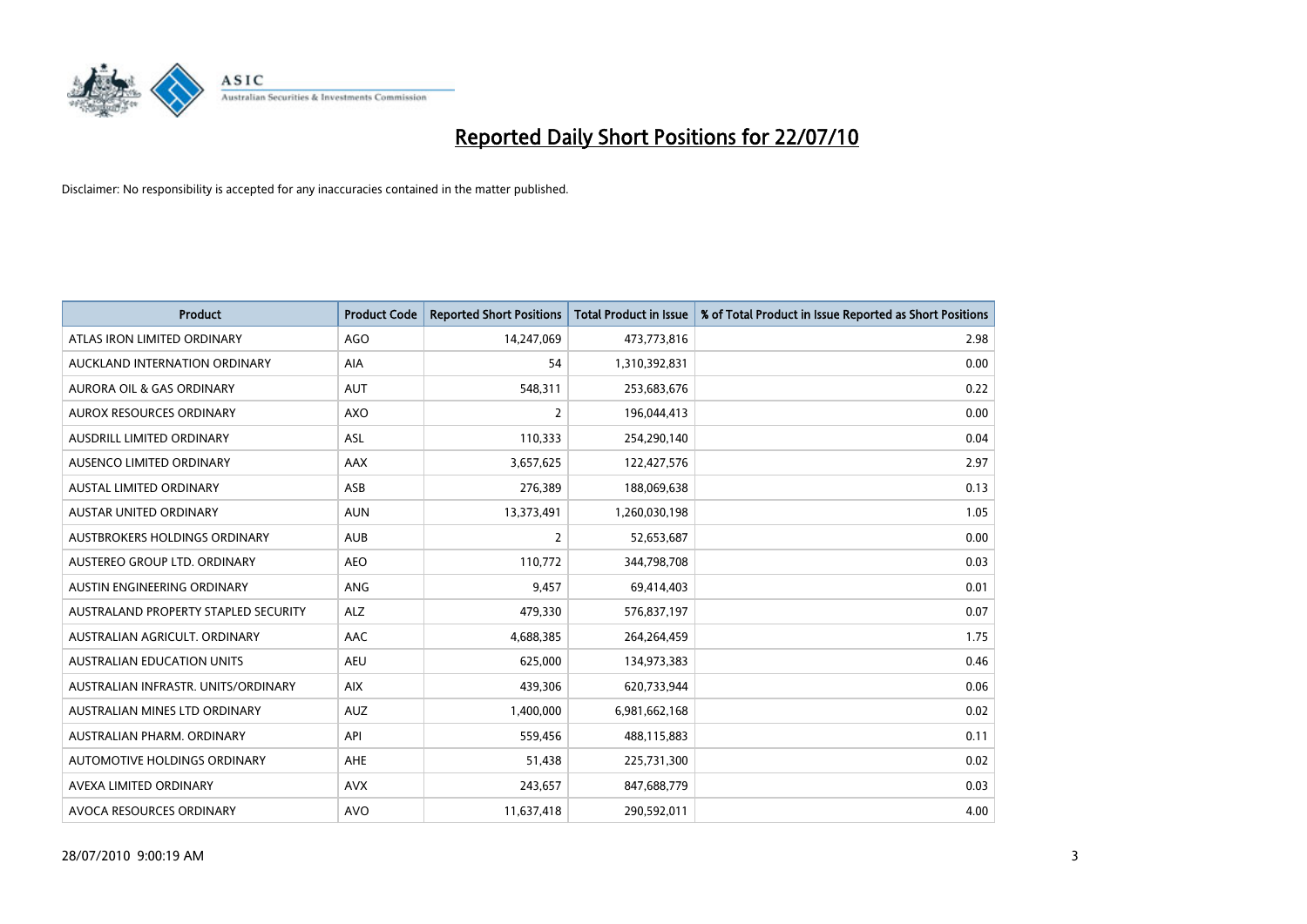# Reported Daily Short Positions for 22/07/10

Disclaimer: No responsibility is accepted for any inaccuracies contained in the matter published.

| Product | Product Code | Reported Short Positions | Total Product in Issue | % of Total Product in Issue Reported as Short Positions |
|---|---|---|---|---|
| ATLAS IRON LIMITED ORDINARY | AGO | 14,247,069 | 473,773,816 | 2.98 |
| AUCKLAND INTERNATION ORDINARY | AIA | 54 | 1,310,392,831 | 0.00 |
| AURORA OIL & GAS ORDINARY | AUT | 548,311 | 253,683,676 | 0.22 |
| AUROX RESOURCES ORDINARY | AXO | 2 | 196,044,413 | 0.00 |
| AUSDRILL LIMITED ORDINARY | ASL | 110,333 | 254,290,140 | 0.04 |
| AUSENCO LIMITED ORDINARY | AAX | 3,657,625 | 122,427,576 | 2.97 |
| AUSTAL LIMITED ORDINARY | ASB | 276,389 | 188,069,638 | 0.13 |
| AUSTAR UNITED ORDINARY | AUN | 13,373,491 | 1,260,030,198 | 1.05 |
| AUSTBROKERS HOLDINGS ORDINARY | AUB | 2 | 52,653,687 | 0.00 |
| AUSTEREO GROUP LTD. ORDINARY | AEO | 110,772 | 344,798,708 | 0.03 |
| AUSTIN ENGINEERING ORDINARY | ANG | 9,457 | 69,414,403 | 0.01 |
| AUSTRALAND PROPERTY STAPLED SECURITY | ALZ | 479,330 | 576,837,197 | 0.07 |
| AUSTRALIAN AGRICULT. ORDINARY | AAC | 4,688,385 | 264,264,459 | 1.75 |
| AUSTRALIAN EDUCATION UNITS | AEU | 625,000 | 134,973,383 | 0.46 |
| AUSTRALIAN INFRASTR. UNITS/ORDINARY | AIX | 439,306 | 620,733,944 | 0.06 |
| AUSTRALIAN MINES LTD ORDINARY | AUZ | 1,400,000 | 6,981,662,168 | 0.02 |
| AUSTRALIAN PHARM. ORDINARY | API | 559,456 | 488,115,883 | 0.11 |
| AUTOMOTIVE HOLDINGS ORDINARY | AHE | 51,438 | 225,731,300 | 0.02 |
| AVEXA LIMITED ORDINARY | AVX | 243,657 | 847,688,779 | 0.03 |
| AVOCA RESOURCES ORDINARY | AVO | 11,637,418 | 290,592,011 | 4.00 |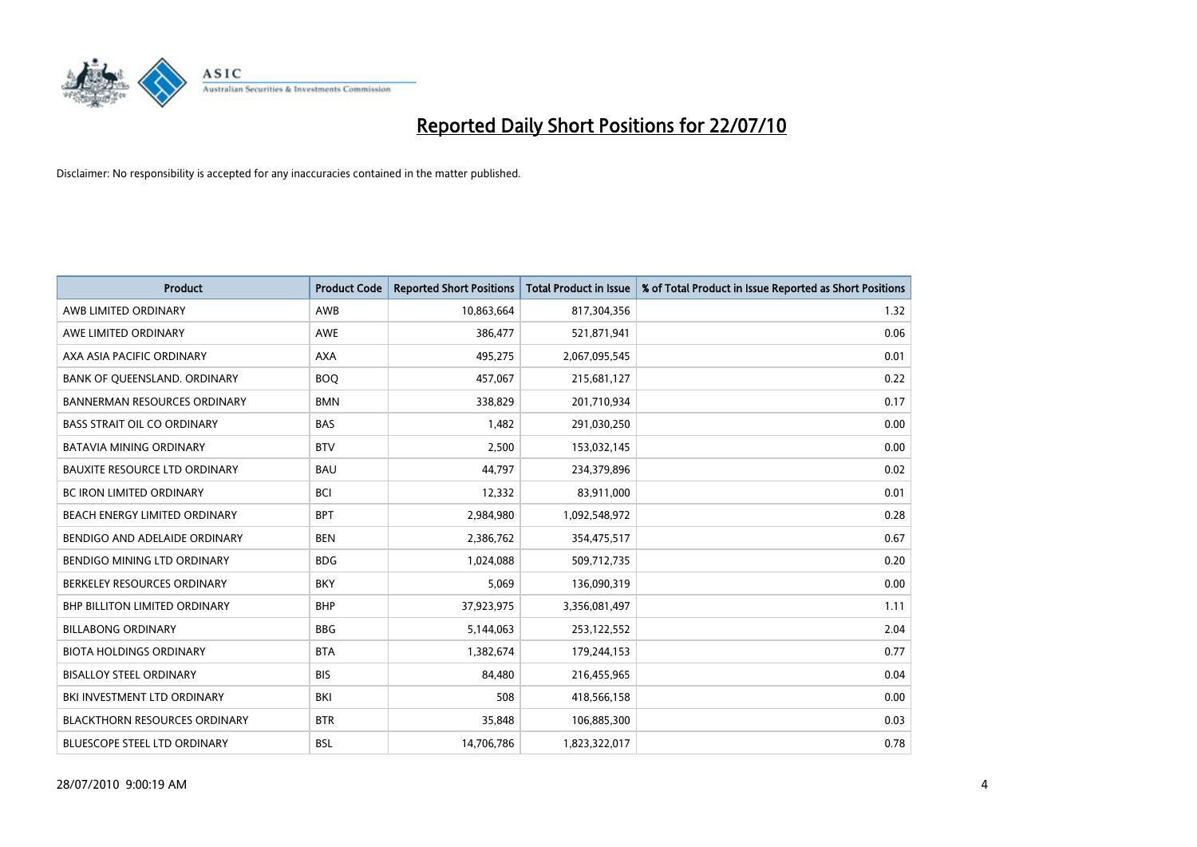# Reported Daily Short Positions for 22/07/10

Disclaimer: No responsibility is accepted for any inaccuracies contained in the matter published.

| Product | Product Code | Reported Short Positions | Total Product in Issue | % of Total Product in Issue Reported as Short Positions |
|---|---|---|---|---|
| AWB LIMITED ORDINARY | AWB | 10,863,664 | 817,304,356 | 1.32 |
| AWE LIMITED ORDINARY | AWE | 386,477 | 521,871,941 | 0.06 |
| AXA ASIA PACIFIC ORDINARY | AXA | 495,275 | 2,067,095,545 | 0.01 |
| BANK OF QUEENSLAND. ORDINARY | BOQ | 457,067 | 215,681,127 | 0.22 |
| BANNERMAN RESOURCES ORDINARY | BMN | 338,829 | 201,710,934 | 0.17 |
| BASS STRAIT OIL CO ORDINARY | BAS | 1,482 | 291,030,250 | 0.00 |
| BATAVIA MINING ORDINARY | BTV | 2,500 | 153,032,145 | 0.00 |
| BAUXITE RESOURCE LTD ORDINARY | BAU | 44,797 | 234,379,896 | 0.02 |
| BC IRON LIMITED ORDINARY | BCI | 12,332 | 83,911,000 | 0.01 |
| BEACH ENERGY LIMITED ORDINARY | BPT | 2,984,980 | 1,092,548,972 | 0.28 |
| BENDIGO AND ADELAIDE ORDINARY | BEN | 2,386,762 | 354,475,517 | 0.67 |
| BENDIGO MINING LTD ORDINARY | BDG | 1,024,088 | 509,712,735 | 0.20 |
| BERKELEY RESOURCES ORDINARY | BKY | 5,069 | 136,090,319 | 0.00 |
| BHP BILLITON LIMITED ORDINARY | BHP | 37,923,975 | 3,356,081,497 | 1.11 |
| BILLABONG ORDINARY | BBG | 5,144,063 | 253,122,552 | 2.04 |
| BIOTA HOLDINGS ORDINARY | BTA | 1,382,674 | 179,244,153 | 0.77 |
| BISALLOY STEEL ORDINARY | BIS | 84,480 | 216,455,965 | 0.04 |
| BKI INVESTMENT LTD ORDINARY | BKI | 508 | 418,566,158 | 0.00 |
| BLACKTHORN RESOURCES ORDINARY | BTR | 35,848 | 106,885,300 | 0.03 |
| BLUESCOPE STEEL LTD ORDINARY | BSL | 14,706,786 | 1,823,322,017 | 0.78 |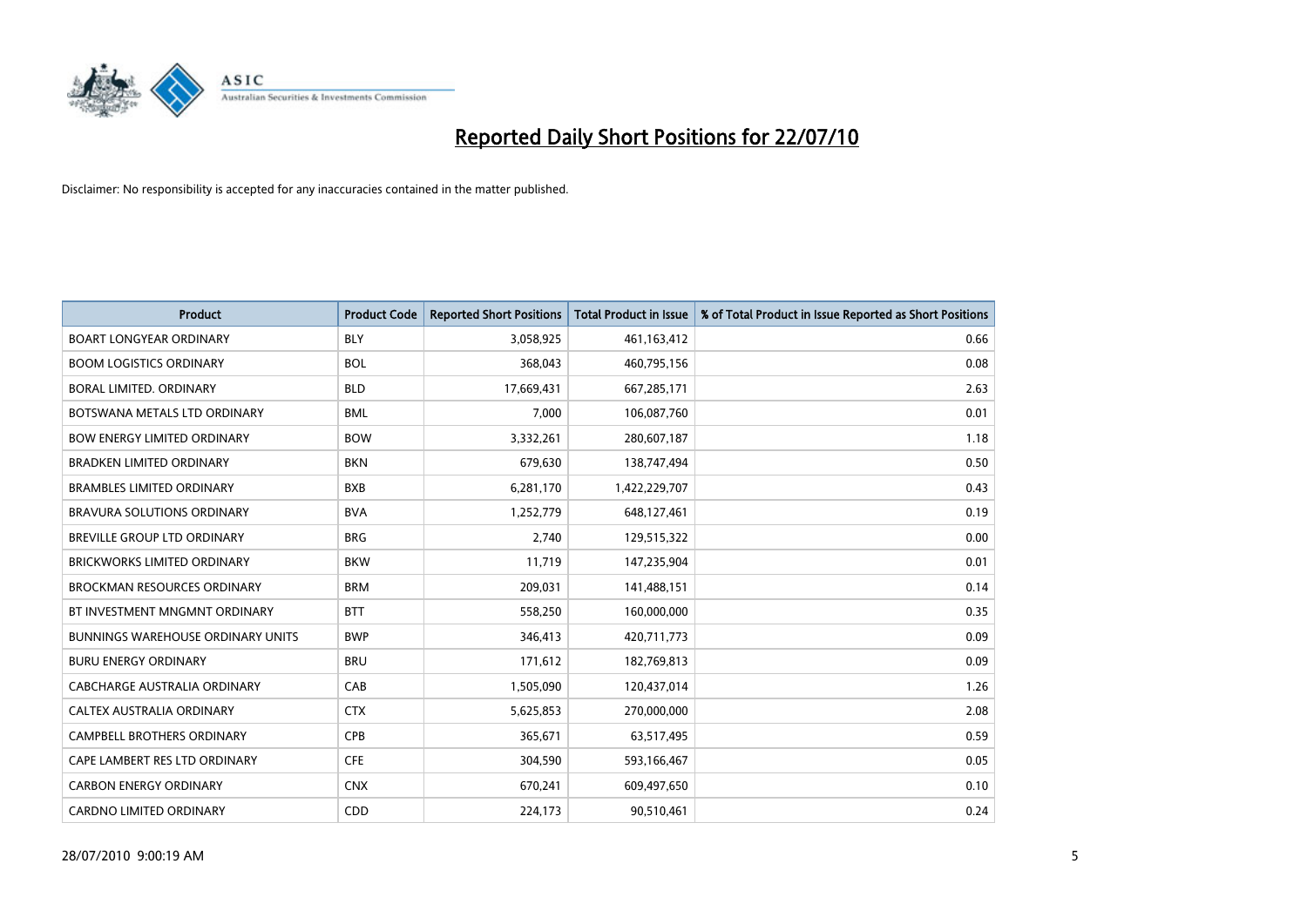# Reported Daily Short Positions for 22/07/10

Disclaimer: No responsibility is accepted for any inaccuracies contained in the matter published.

| Product | Product Code | Reported Short Positions | Total Product in Issue | % of Total Product in Issue Reported as Short Positions |
|---|---|---|---|---|
| BOART LONGYEAR ORDINARY | BLY | 3,058,925 | 461,163,412 | 0.66 |
| BOOM LOGISTICS ORDINARY | BOL | 368,043 | 460,795,156 | 0.08 |
| BORAL LIMITED. ORDINARY | BLD | 17,669,431 | 667,285,171 | 2.63 |
| BOTSWANA METALS LTD ORDINARY | BML | 7,000 | 106,087,760 | 0.01 |
| BOW ENERGY LIMITED ORDINARY | BOW | 3,332,261 | 280,607,187 | 1.18 |
| BRADKEN LIMITED ORDINARY | BKN | 679,630 | 138,747,494 | 0.50 |
| BRAMBLES LIMITED ORDINARY | BXB | 6,281,170 | 1,422,229,707 | 0.43 |
| BRAVURA SOLUTIONS ORDINARY | BVA | 1,252,779 | 648,127,461 | 0.19 |
| BREVILLE GROUP LTD ORDINARY | BRG | 2,740 | 129,515,322 | 0.00 |
| BRICKWORKS LIMITED ORDINARY | BKW | 11,719 | 147,235,904 | 0.01 |
| BROCKMAN RESOURCES ORDINARY | BRM | 209,031 | 141,488,151 | 0.14 |
| BT INVESTMENT MNGMNT ORDINARY | BTT | 558,250 | 160,000,000 | 0.35 |
| BUNNINGS WAREHOUSE ORDINARY UNITS | BWP | 346,413 | 420,711,773 | 0.09 |
| BURU ENERGY ORDINARY | BRU | 171,612 | 182,769,813 | 0.09 |
| CABCHARGE AUSTRALIA ORDINARY | CAB | 1,505,090 | 120,437,014 | 1.26 |
| CALTEX AUSTRALIA ORDINARY | CTX | 5,625,853 | 270,000,000 | 2.08 |
| CAMPBELL BROTHERS ORDINARY | CPB | 365,671 | 63,517,495 | 0.59 |
| CAPE LAMBERT RES LTD ORDINARY | CFE | 304,590 | 593,166,467 | 0.05 |
| CARBON ENERGY ORDINARY | CNX | 670,241 | 609,497,650 | 0.10 |
| CARDNO LIMITED ORDINARY | CDD | 224,173 | 90,510,461 | 0.24 |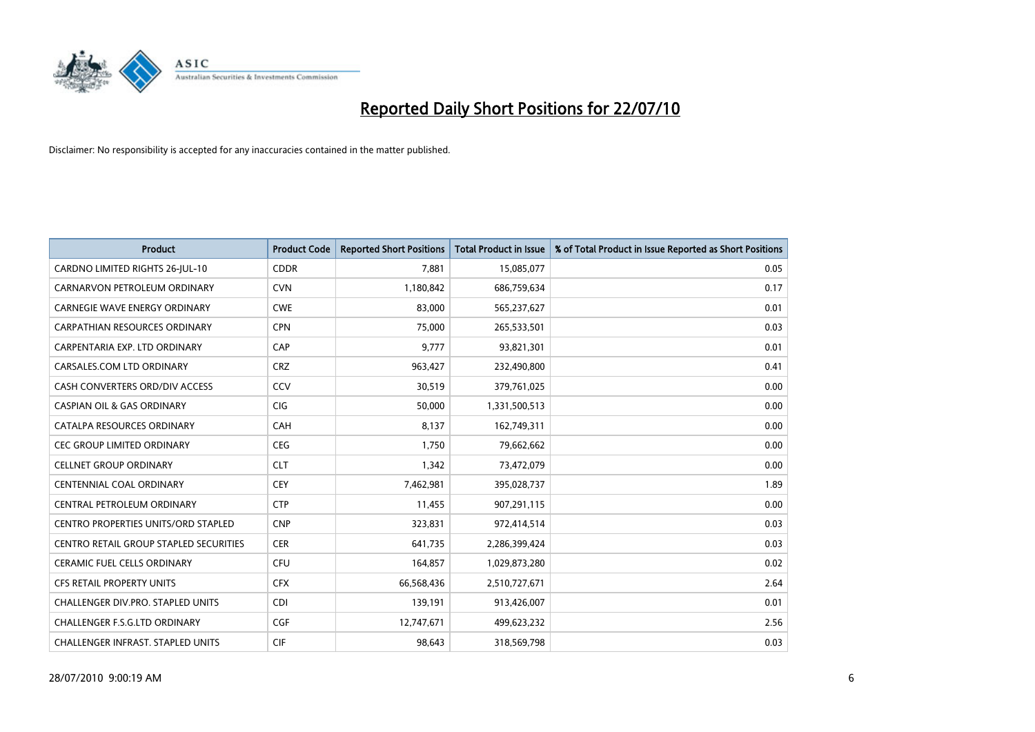# Reported Daily Short Positions for 22/07/10

Disclaimer: No responsibility is accepted for any inaccuracies contained in the matter published.

| Product | Product Code | Reported Short Positions | Total Product in Issue | % of Total Product in Issue Reported as Short Positions |
|---|---|---|---|---|
| CARDNO LIMITED RIGHTS 26-JUL-10 | CDDR | 7,881 | 15,085,077 | 0.05 |
| CARNARVON PETROLEUM ORDINARY | CVN | 1,180,842 | 686,759,634 | 0.17 |
| CARNEGIE WAVE ENERGY ORDINARY | CWE | 83,000 | 565,237,627 | 0.01 |
| CARPATHIAN RESOURCES ORDINARY | CPN | 75,000 | 265,533,501 | 0.03 |
| CARPENTARIA EXP. LTD ORDINARY | CAP | 9,777 | 93,821,301 | 0.01 |
| CARSALES.COM LTD ORDINARY | CRZ | 963,427 | 232,490,800 | 0.41 |
| CASH CONVERTERS ORD/DIV ACCESS | CCV | 30,519 | 379,761,025 | 0.00 |
| CASPIAN OIL & GAS ORDINARY | CIG | 50,000 | 1,331,500,513 | 0.00 |
| CATALPA RESOURCES ORDINARY | CAH | 8,137 | 162,749,311 | 0.00 |
| CEC GROUP LIMITED ORDINARY | CEG | 1,750 | 79,662,662 | 0.00 |
| CELLNET GROUP ORDINARY | CLT | 1,342 | 73,472,079 | 0.00 |
| CENTENNIAL COAL ORDINARY | CEY | 7,462,981 | 395,028,737 | 1.89 |
| CENTRAL PETROLEUM ORDINARY | CTP | 11,455 | 907,291,115 | 0.00 |
| CENTRO PROPERTIES UNITS/ORD STAPLED | CNP | 323,831 | 972,414,514 | 0.03 |
| CENTRO RETAIL GROUP STAPLED SECURITIES | CER | 641,735 | 2,286,399,424 | 0.03 |
| CERAMIC FUEL CELLS ORDINARY | CFU | 164,857 | 1,029,873,280 | 0.02 |
| CFS RETAIL PROPERTY UNITS | CFX | 66,568,436 | 2,510,727,671 | 2.64 |
| CHALLENGER DIV.PRO. STAPLED UNITS | CDI | 139,191 | 913,426,007 | 0.01 |
| CHALLENGER F.S.G.LTD ORDINARY | CGF | 12,747,671 | 499,623,232 | 2.56 |
| CHALLENGER INFRAST. STAPLED UNITS | CIF | 98,643 | 318,569,798 | 0.03 |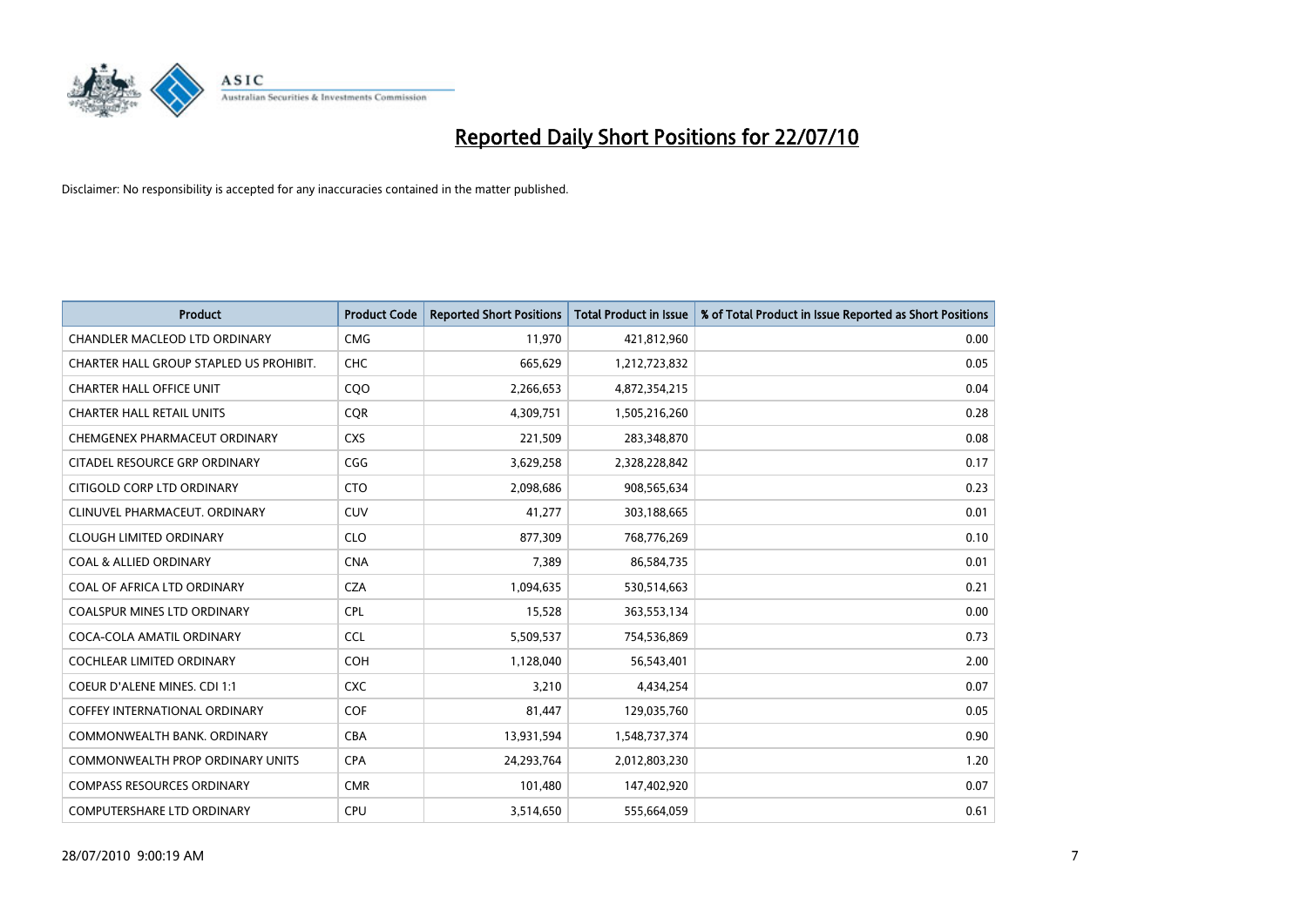# Reported Daily Short Positions for 22/07/10

Disclaimer: No responsibility is accepted for any inaccuracies contained in the matter published.

| Product | Product Code | Reported Short Positions | Total Product in Issue | % of Total Product in Issue Reported as Short Positions |
|---|---|---|---|---|
| CHANDLER MACLEOD LTD ORDINARY | CMG | 11,970 | 421,812,960 | 0.00 |
| CHARTER HALL GROUP STAPLED US PROHIBIT. | CHC | 665,629 | 1,212,723,832 | 0.05 |
| CHARTER HALL OFFICE UNIT | CQO | 2,266,653 | 4,872,354,215 | 0.04 |
| CHARTER HALL RETAIL UNITS | CQR | 4,309,751 | 1,505,216,260 | 0.28 |
| CHEMGENEX PHARMACEUT ORDINARY | CXS | 221,509 | 283,348,870 | 0.08 |
| CITADEL RESOURCE GRP ORDINARY | CGG | 3,629,258 | 2,328,228,842 | 0.17 |
| CITIGOLD CORP LTD ORDINARY | CTO | 2,098,686 | 908,565,634 | 0.23 |
| CLINUVEL PHARMACEUT. ORDINARY | CUV | 41,277 | 303,188,665 | 0.01 |
| CLOUGH LIMITED ORDINARY | CLO | 877,309 | 768,776,269 | 0.10 |
| COAL & ALLIED ORDINARY | CNA | 7,389 | 86,584,735 | 0.01 |
| COAL OF AFRICA LTD ORDINARY | CZA | 1,094,635 | 530,514,663 | 0.21 |
| COALSPUR MINES LTD ORDINARY | CPL | 15,528 | 363,553,134 | 0.00 |
| COCA-COLA AMATIL ORDINARY | CCL | 5,509,537 | 754,536,869 | 0.73 |
| COCHLEAR LIMITED ORDINARY | COH | 1,128,040 | 56,543,401 | 2.00 |
| COEUR D'ALENE MINES. CDI 1:1 | CXC | 3,210 | 4,434,254 | 0.07 |
| COFFEY INTERNATIONAL ORDINARY | COF | 81,447 | 129,035,760 | 0.05 |
| COMMONWEALTH BANK. ORDINARY | CBA | 13,931,594 | 1,548,737,374 | 0.90 |
| COMMONWEALTH PROP ORDINARY UNITS | CPA | 24,293,764 | 2,012,803,230 | 1.20 |
| COMPASS RESOURCES ORDINARY | CMR | 101,480 | 147,402,920 | 0.07 |
| COMPUTERSHARE LTD ORDINARY | CPU | 3,514,650 | 555,664,059 | 0.61 |

28/07/2010 9:00:19 AM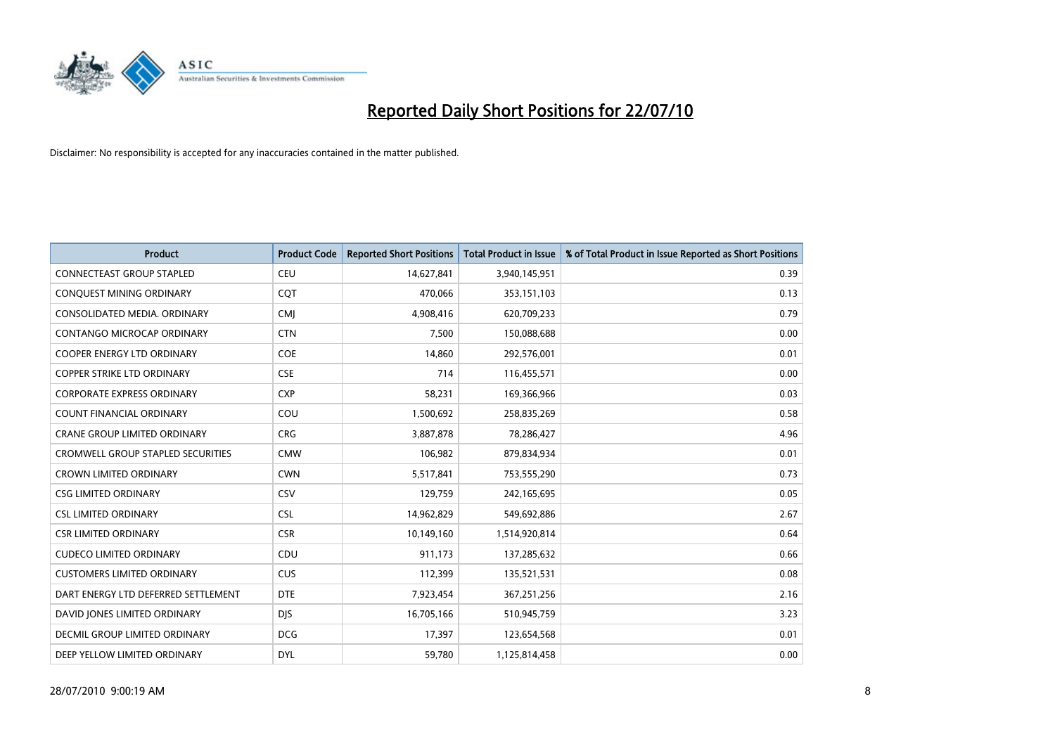# Reported Daily Short Positions for 22/07/10

Disclaimer: No responsibility is accepted for any inaccuracies contained in the matter published.

| Product | Product Code | Reported Short Positions | Total Product in Issue | % of Total Product in Issue Reported as Short Positions |
|---|---|---|---|---|
| CONNECTEAST GROUP STAPLED | CEU | 14,627,841 | 3,940,145,951 | 0.39 |
| CONQUEST MINING ORDINARY | CQT | 470,066 | 353,151,103 | 0.13 |
| CONSOLIDATED MEDIA. ORDINARY | CMJ | 4,908,416 | 620,709,233 | 0.79 |
| CONTANGO MICROCAP ORDINARY | CTN | 7,500 | 150,088,688 | 0.00 |
| COOPER ENERGY LTD ORDINARY | COE | 14,860 | 292,576,001 | 0.01 |
| COPPER STRIKE LTD ORDINARY | CSE | 714 | 116,455,571 | 0.00 |
| CORPORATE EXPRESS ORDINARY | CXP | 58,231 | 169,366,966 | 0.03 |
| COUNT FINANCIAL ORDINARY | COU | 1,500,692 | 258,835,269 | 0.58 |
| CRANE GROUP LIMITED ORDINARY | CRG | 3,887,878 | 78,286,427 | 4.96 |
| CROMWELL GROUP STAPLED SECURITIES | CMW | 106,982 | 879,834,934 | 0.01 |
| CROWN LIMITED ORDINARY | CWN | 5,517,841 | 753,555,290 | 0.73 |
| CSG LIMITED ORDINARY | CSV | 129,759 | 242,165,695 | 0.05 |
| CSL LIMITED ORDINARY | CSL | 14,962,829 | 549,692,886 | 2.67 |
| CSR LIMITED ORDINARY | CSR | 10,149,160 | 1,514,920,814 | 0.64 |
| CUDECO LIMITED ORDINARY | CDU | 911,173 | 137,285,632 | 0.66 |
| CUSTOMERS LIMITED ORDINARY | CUS | 112,399 | 135,521,531 | 0.08 |
| DART ENERGY LTD DEFERRED SETTLEMENT | DTE | 7,923,454 | 367,251,256 | 2.16 |
| DAVID JONES LIMITED ORDINARY | DJS | 16,705,166 | 510,945,759 | 3.23 |
| DECMIL GROUP LIMITED ORDINARY | DCG | 17,397 | 123,654,568 | 0.01 |
| DEEP YELLOW LIMITED ORDINARY | DYL | 59,780 | 1,125,814,458 | 0.00 |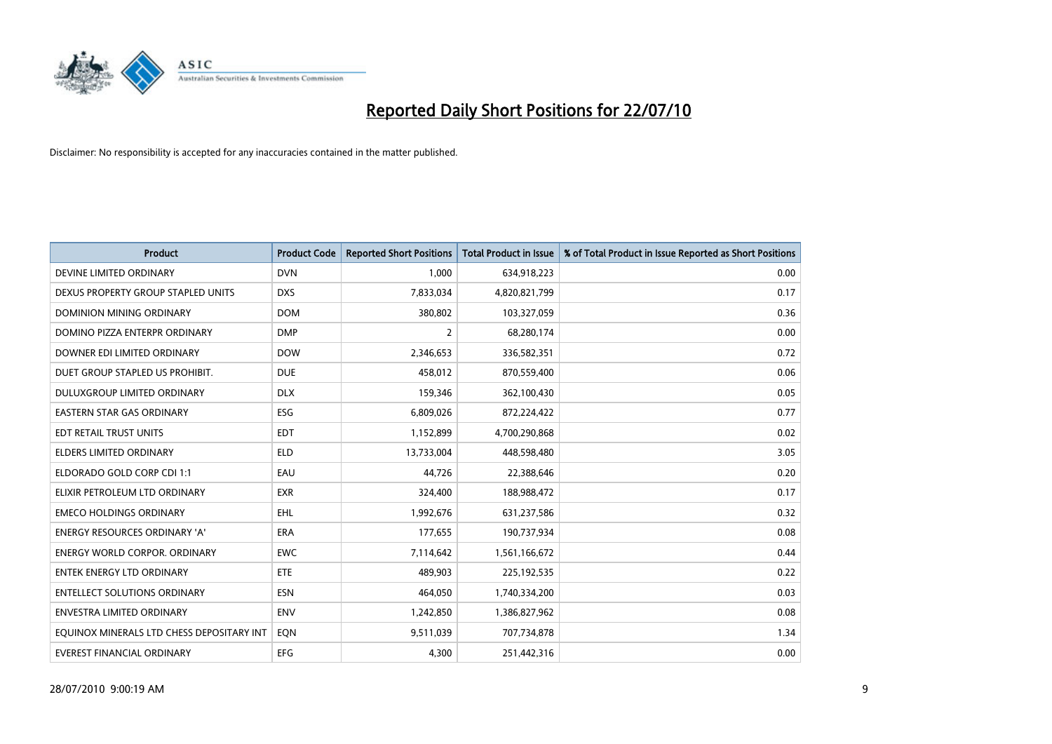# Reported Daily Short Positions for 22/07/10

Disclaimer: No responsibility is accepted for any inaccuracies contained in the matter published.

| Product | Product Code | Reported Short Positions | Total Product in Issue | % of Total Product in Issue Reported as Short Positions |
|---|---|---|---|---|
| DEVINE LIMITED ORDINARY | DVN | 1,000 | 634,918,223 | 0.00 |
| DEXUS PROPERTY GROUP STAPLED UNITS | DXS | 7,833,034 | 4,820,821,799 | 0.17 |
| DOMINION MINING ORDINARY | DOM | 380,802 | 103,327,059 | 0.36 |
| DOMINO PIZZA ENTERPR ORDINARY | DMP | 2 | 68,280,174 | 0.00 |
| DOWNER EDI LIMITED ORDINARY | DOW | 2,346,653 | 336,582,351 | 0.72 |
| DUET GROUP STAPLED US PROHIBIT. | DUE | 458,012 | 870,559,400 | 0.06 |
| DULUXGROUP LIMITED ORDINARY | DLX | 159,346 | 362,100,430 | 0.05 |
| EASTERN STAR GAS ORDINARY | ESG | 6,809,026 | 872,224,422 | 0.77 |
| EDT RETAIL TRUST UNITS | EDT | 1,152,899 | 4,700,290,868 | 0.02 |
| ELDERS LIMITED ORDINARY | ELD | 13,733,004 | 448,598,480 | 3.05 |
| ELDORADO GOLD CORP CDI 1:1 | EAU | 44,726 | 22,388,646 | 0.20 |
| ELIXIR PETROLEUM LTD ORDINARY | EXR | 324,400 | 188,988,472 | 0.17 |
| EMECO HOLDINGS ORDINARY | EHL | 1,992,676 | 631,237,586 | 0.32 |
| ENERGY RESOURCES ORDINARY 'A' | ERA | 177,655 | 190,737,934 | 0.08 |
| ENERGY WORLD CORPOR. ORDINARY | EWC | 7,114,642 | 1,561,166,672 | 0.44 |
| ENTEK ENERGY LTD ORDINARY | ETE | 489,903 | 225,192,535 | 0.22 |
| ENTELLECT SOLUTIONS ORDINARY | ESN | 464,050 | 1,740,334,200 | 0.03 |
| ENVESTRA LIMITED ORDINARY | ENV | 1,242,850 | 1,386,827,962 | 0.08 |
| EQUINOX MINERALS LTD CHESS DEPOSITARY INT | EQN | 9,511,039 | 707,734,878 | 1.34 |
| EVEREST FINANCIAL ORDINARY | EFG | 4,300 | 251,442,316 | 0.00 |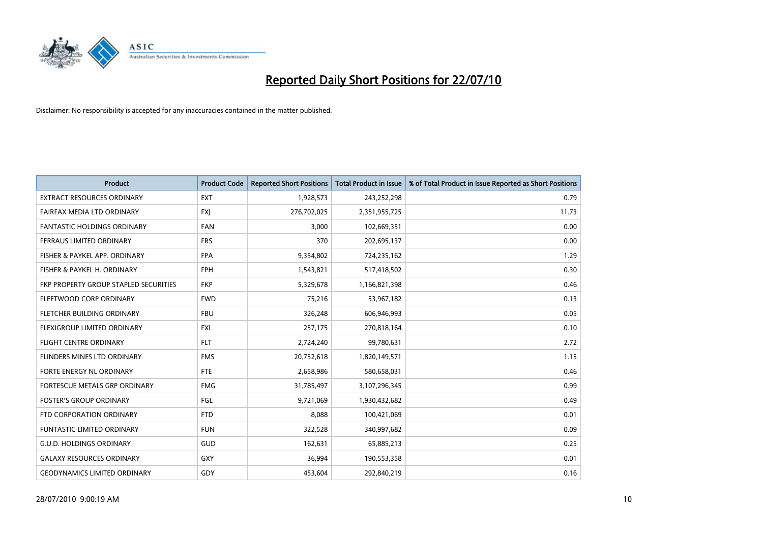# Reported Daily Short Positions for 22/07/10

Disclaimer: No responsibility is accepted for any inaccuracies contained in the matter published.

| Product | Product Code | Reported Short Positions | Total Product in Issue | % of Total Product in Issue Reported as Short Positions |
|---|---|---|---|---|
| EXTRACT RESOURCES ORDINARY | EXT | 1,928,573 | 243,252,298 | 0.79 |
| FAIRFAX MEDIA LTD ORDINARY | FXJ | 276,702,025 | 2,351,955,725 | 11.73 |
| FANTASTIC HOLDINGS ORDINARY | FAN | 3,000 | 102,669,351 | 0.00 |
| FERRAUS LIMITED ORDINARY | FRS | 370 | 202,695,137 | 0.00 |
| FISHER & PAYKEL APP. ORDINARY | FPA | 9,354,802 | 724,235,162 | 1.29 |
| FISHER & PAYKEL H. ORDINARY | FPH | 1,543,821 | 517,418,502 | 0.30 |
| FKP PROPERTY GROUP STAPLED SECURITIES | FKP | 5,329,678 | 1,166,821,398 | 0.46 |
| FLEETWOOD CORP ORDINARY | FWD | 75,216 | 53,967,182 | 0.13 |
| FLETCHER BUILDING ORDINARY | FBU | 326,248 | 606,946,993 | 0.05 |
| FLEXIGROUP LIMITED ORDINARY | FXL | 257,175 | 270,818,164 | 0.10 |
| FLIGHT CENTRE ORDINARY | FLT | 2,724,240 | 99,780,631 | 2.72 |
| FLINDERS MINES LTD ORDINARY | FMS | 20,752,618 | 1,820,149,571 | 1.15 |
| FORTE ENERGY NL ORDINARY | FTE | 2,658,986 | 580,658,031 | 0.46 |
| FORTESCUE METALS GRP ORDINARY | FMG | 31,785,497 | 3,107,296,345 | 0.99 |
| FOSTER'S GROUP ORDINARY | FGL | 9,721,069 | 1,930,432,682 | 0.49 |
| FTD CORPORATION ORDINARY | FTD | 8,088 | 100,421,069 | 0.01 |
| FUNTASTIC LIMITED ORDINARY | FUN | 322,528 | 340,997,682 | 0.09 |
| G.U.D. HOLDINGS ORDINARY | GUD | 162,631 | 65,885,213 | 0.25 |
| GALAXY RESOURCES ORDINARY | GXY | 36,994 | 190,553,358 | 0.01 |
| GEODYNAMICS LIMITED ORDINARY | GDY | 453,604 | 292,840,219 | 0.16 |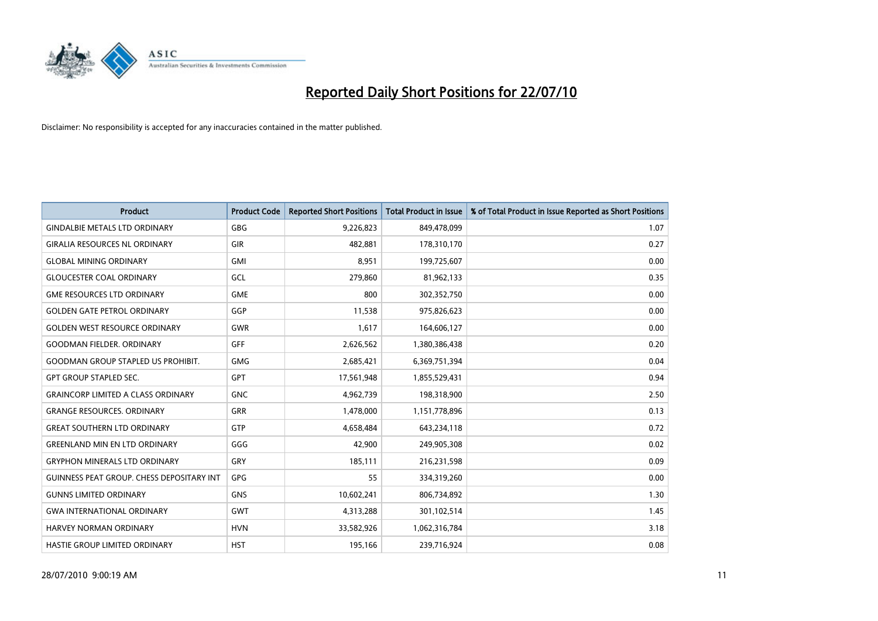# Reported Daily Short Positions for 22/07/10

Disclaimer: No responsibility is accepted for any inaccuracies contained in the matter published.

| Product | Product Code | Reported Short Positions | Total Product in Issue | % of Total Product in Issue Reported as Short Positions |
|---|---|---|---|---|
| GINDALBIE METALS LTD ORDINARY | GBG | 9,226,823 | 849,478,099 | 1.07 |
| GIRALIA RESOURCES NL ORDINARY | GIR | 482,881 | 178,310,170 | 0.27 |
| GLOBAL MINING ORDINARY | GMI | 8,951 | 199,725,607 | 0.00 |
| GLOUCESTER COAL ORDINARY | GCL | 279,860 | 81,962,133 | 0.35 |
| GME RESOURCES LTD ORDINARY | GME | 800 | 302,352,750 | 0.00 |
| GOLDEN GATE PETROL ORDINARY | GGP | 11,538 | 975,826,623 | 0.00 |
| GOLDEN WEST RESOURCE ORDINARY | GWR | 1,617 | 164,606,127 | 0.00 |
| GOODMAN FIELDER. ORDINARY | GFF | 2,626,562 | 1,380,386,438 | 0.20 |
| GOODMAN GROUP STAPLED US PROHIBIT. | GMG | 2,685,421 | 6,369,751,394 | 0.04 |
| GPT GROUP STAPLED SEC. | GPT | 17,561,948 | 1,855,529,431 | 0.94 |
| GRAINCORP LIMITED A CLASS ORDINARY | GNC | 4,962,739 | 198,318,900 | 2.50 |
| GRANGE RESOURCES. ORDINARY | GRR | 1,478,000 | 1,151,778,896 | 0.13 |
| GREAT SOUTHERN LTD ORDINARY | GTP | 4,658,484 | 643,234,118 | 0.72 |
| GREENLAND MIN EN LTD ORDINARY | GGG | 42,900 | 249,905,308 | 0.02 |
| GRYPHON MINERALS LTD ORDINARY | GRY | 185,111 | 216,231,598 | 0.09 |
| GUINNESS PEAT GROUP. CHESS DEPOSITARY INT | GPG | 55 | 334,319,260 | 0.00 |
| GUNNS LIMITED ORDINARY | GNS | 10,602,241 | 806,734,892 | 1.30 |
| GWA INTERNATIONAL ORDINARY | GWT | 4,313,288 | 301,102,514 | 1.45 |
| HARVEY NORMAN ORDINARY | HVN | 33,582,926 | 1,062,316,784 | 3.18 |
| HASTIE GROUP LIMITED ORDINARY | HST | 195,166 | 239,716,924 | 0.08 |

28/07/2010 9:00:19 AM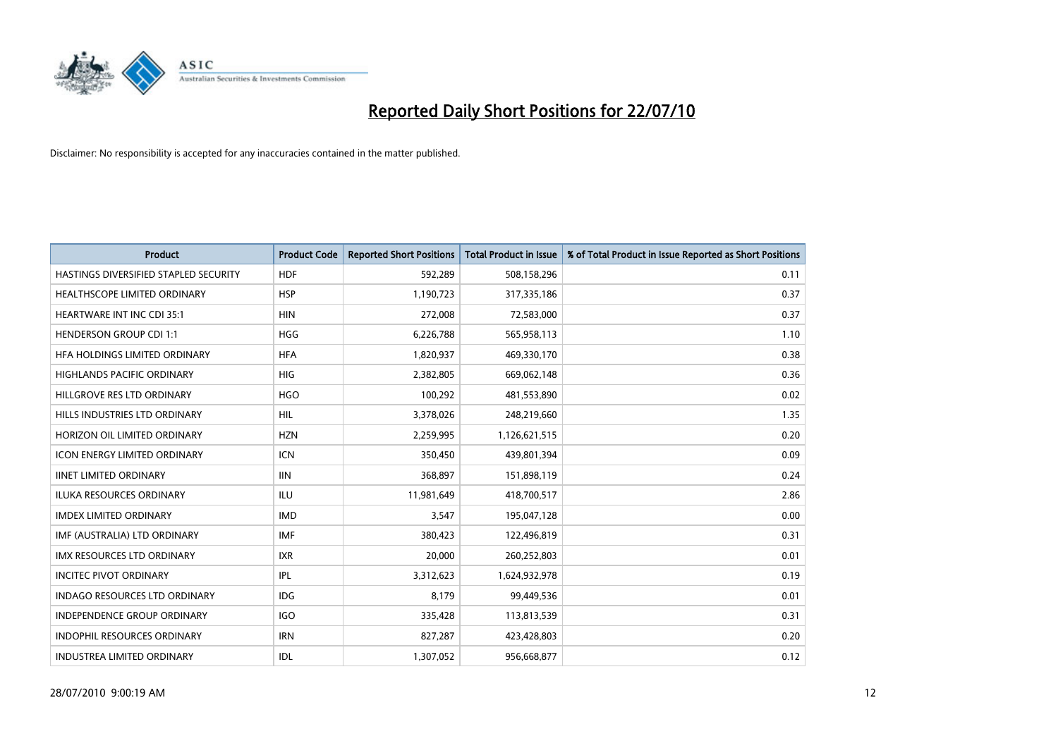# Reported Daily Short Positions for 22/07/10

Disclaimer: No responsibility is accepted for any inaccuracies contained in the matter published.

| Product | Product Code | Reported Short Positions | Total Product in Issue | % of Total Product in Issue Reported as Short Positions |
|---|---|---|---|---|
| HASTINGS DIVERSIFIED STAPLED SECURITY | HDF | 592,289 | 508,158,296 | 0.11 |
| HEALTHSCOPE LIMITED ORDINARY | HSP | 1,190,723 | 317,335,186 | 0.37 |
| HEARTWARE INT INC CDI 35:1 | HIN | 272,008 | 72,583,000 | 0.37 |
| HENDERSON GROUP CDI 1:1 | HGG | 6,226,788 | 565,958,113 | 1.10 |
| HFA HOLDINGS LIMITED ORDINARY | HFA | 1,820,937 | 469,330,170 | 0.38 |
| HIGHLANDS PACIFIC ORDINARY | HIG | 2,382,805 | 669,062,148 | 0.36 |
| HILLGROVE RES LTD ORDINARY | HGO | 100,292 | 481,553,890 | 0.02 |
| HILLS INDUSTRIES LTD ORDINARY | HIL | 3,378,026 | 248,219,660 | 1.35 |
| HORIZON OIL LIMITED ORDINARY | HZN | 2,259,995 | 1,126,621,515 | 0.20 |
| ICON ENERGY LIMITED ORDINARY | ICN | 350,450 | 439,801,394 | 0.09 |
| IINET LIMITED ORDINARY | IIN | 368,897 | 151,898,119 | 0.24 |
| ILUKA RESOURCES ORDINARY | ILU | 11,981,649 | 418,700,517 | 2.86 |
| IMDEX LIMITED ORDINARY | IMD | 3,547 | 195,047,128 | 0.00 |
| IMF (AUSTRALIA) LTD ORDINARY | IMF | 380,423 | 122,496,819 | 0.31 |
| IMX RESOURCES LTD ORDINARY | IXR | 20,000 | 260,252,803 | 0.01 |
| INCITEC PIVOT ORDINARY | IPL | 3,312,623 | 1,624,932,978 | 0.19 |
| INDAGO RESOURCES LTD ORDINARY | IDG | 8,179 | 99,449,536 | 0.01 |
| INDEPENDENCE GROUP ORDINARY | IGO | 335,428 | 113,813,539 | 0.31 |
| INDOPHIL RESOURCES ORDINARY | IRN | 827,287 | 423,428,803 | 0.20 |
| INDUSTREA LIMITED ORDINARY | IDL | 1,307,052 | 956,668,877 | 0.12 |

28/07/2010 9:00:19 AM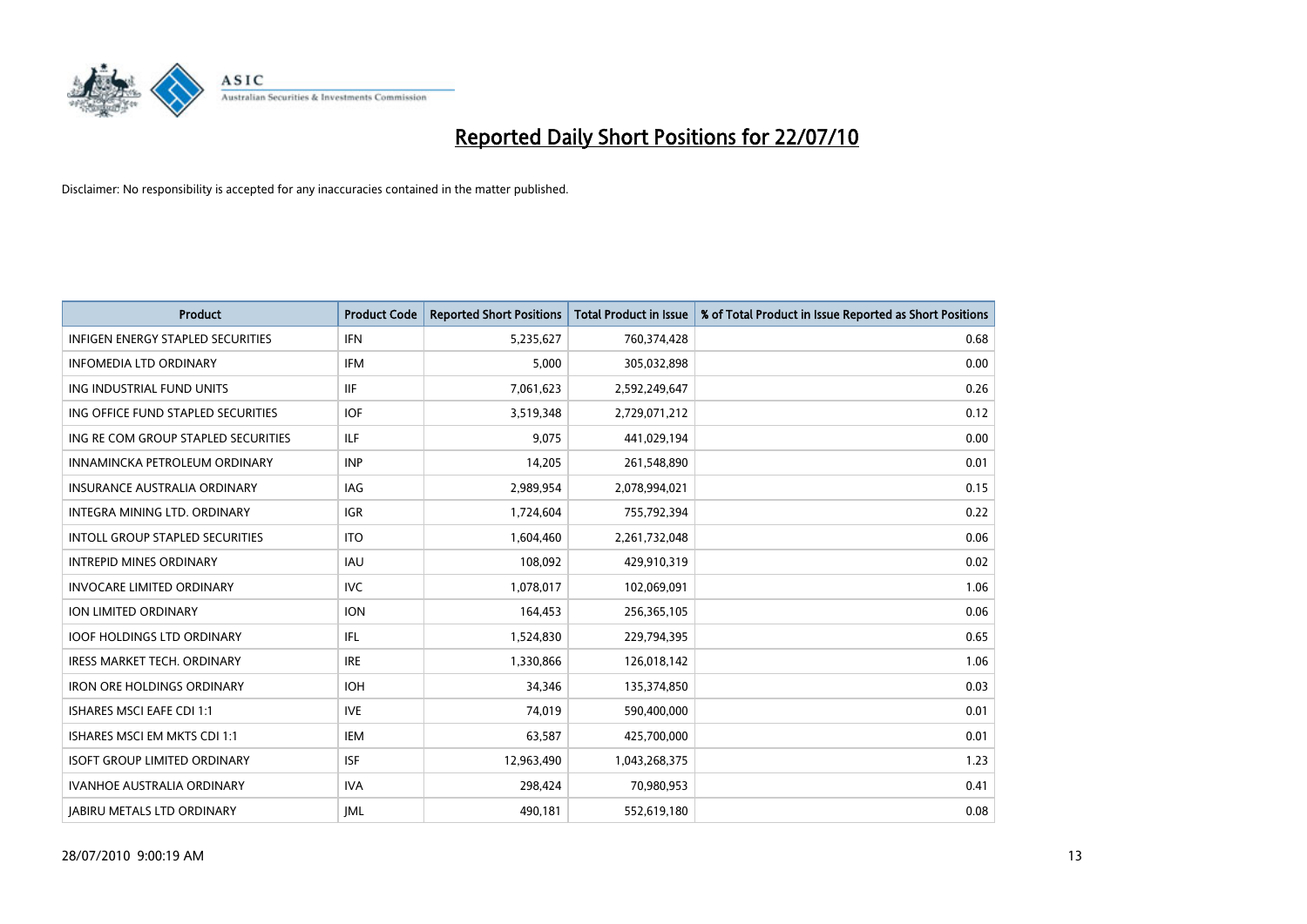# Reported Daily Short Positions for 22/07/10

Disclaimer: No responsibility is accepted for any inaccuracies contained in the matter published.

| Product | Product Code | Reported Short Positions | Total Product in Issue | % of Total Product in Issue Reported as Short Positions |
|---|---|---|---|---|
| INFIGEN ENERGY STAPLED SECURITIES | IFN | 5,235,627 | 760,374,428 | 0.68 |
| INFOMEDIA LTD ORDINARY | IFM | 5,000 | 305,032,898 | 0.00 |
| ING INDUSTRIAL FUND UNITS | IIF | 7,061,623 | 2,592,249,647 | 0.26 |
| ING OFFICE FUND STAPLED SECURITIES | IOF | 3,519,348 | 2,729,071,212 | 0.12 |
| ING RE COM GROUP STAPLED SECURITIES | ILF | 9,075 | 441,029,194 | 0.00 |
| INNAMINCKA PETROLEUM ORDINARY | INP | 14,205 | 261,548,890 | 0.01 |
| INSURANCE AUSTRALIA ORDINARY | IAG | 2,989,954 | 2,078,994,021 | 0.15 |
| INTEGRA MINING LTD. ORDINARY | IGR | 1,724,604 | 755,792,394 | 0.22 |
| INTOLL GROUP STAPLED SECURITIES | ITO | 1,604,460 | 2,261,732,048 | 0.06 |
| INTREPID MINES ORDINARY | IAU | 108,092 | 429,910,319 | 0.02 |
| INVOCARE LIMITED ORDINARY | IVC | 1,078,017 | 102,069,091 | 1.06 |
| ION LIMITED ORDINARY | ION | 164,453 | 256,365,105 | 0.06 |
| IOOF HOLDINGS LTD ORDINARY | IFL | 1,524,830 | 229,794,395 | 0.65 |
| IRESS MARKET TECH. ORDINARY | IRE | 1,330,866 | 126,018,142 | 1.06 |
| IRON ORE HOLDINGS ORDINARY | IOH | 34,346 | 135,374,850 | 0.03 |
| ISHARES MSCI EAFE CDI 1:1 | IVE | 74,019 | 590,400,000 | 0.01 |
| ISHARES MSCI EM MKTS CDI 1:1 | IEM | 63,587 | 425,700,000 | 0.01 |
| ISOFT GROUP LIMITED ORDINARY | ISF | 12,963,490 | 1,043,268,375 | 1.23 |
| IVANHOE AUSTRALIA ORDINARY | IVA | 298,424 | 70,980,953 | 0.41 |
| JABIRU METALS LTD ORDINARY | JML | 490,181 | 552,619,180 | 0.08 |

28/07/2010 9:00:19 AM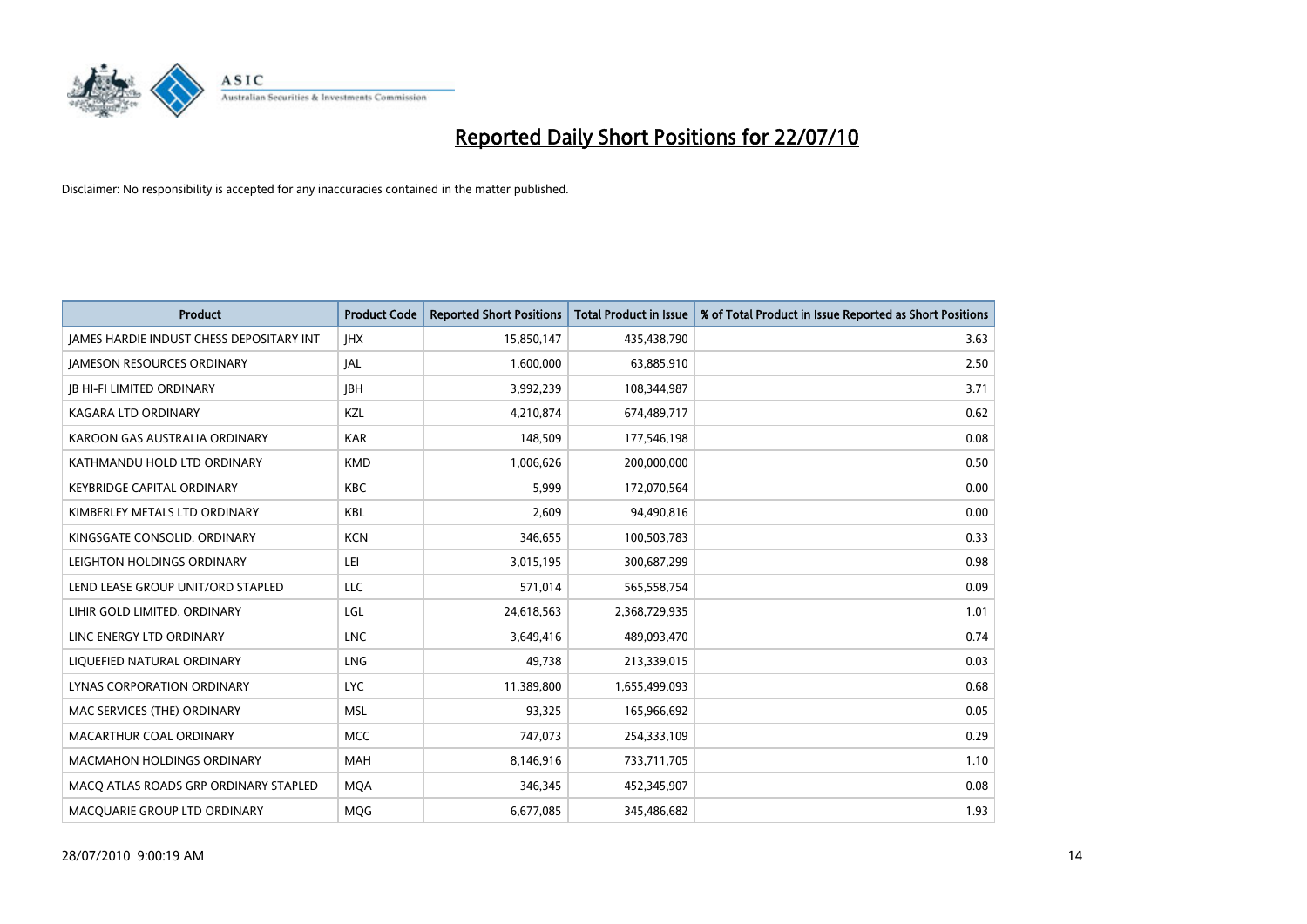# Reported Daily Short Positions for 22/07/10

Disclaimer: No responsibility is accepted for any inaccuracies contained in the matter published.

| Product | Product Code | Reported Short Positions | Total Product in Issue | % of Total Product in Issue Reported as Short Positions |
|---|---|---|---|---|
| JAMES HARDIE INDUST CHESS DEPOSITARY INT | JHX | 15,850,147 | 435,438,790 | 3.63 |
| JAMESON RESOURCES ORDINARY | JAL | 1,600,000 | 63,885,910 | 2.50 |
| JB HI-FI LIMITED ORDINARY | JBH | 3,992,239 | 108,344,987 | 3.71 |
| KAGARA LTD ORDINARY | KZL | 4,210,874 | 674,489,717 | 0.62 |
| KAROON GAS AUSTRALIA ORDINARY | KAR | 148,509 | 177,546,198 | 0.08 |
| KATHMANDU HOLD LTD ORDINARY | KMD | 1,006,626 | 200,000,000 | 0.50 |
| KEYBRIDGE CAPITAL ORDINARY | KBC | 5,999 | 172,070,564 | 0.00 |
| KIMBERLEY METALS LTD ORDINARY | KBL | 2,609 | 94,490,816 | 0.00 |
| KINGSGATE CONSOLID. ORDINARY | KCN | 346,655 | 100,503,783 | 0.33 |
| LEIGHTON HOLDINGS ORDINARY | LEI | 3,015,195 | 300,687,299 | 0.98 |
| LEND LEASE GROUP UNIT/ORD STAPLED | LLC | 571,014 | 565,558,754 | 0.09 |
| LIHIR GOLD LIMITED. ORDINARY | LGL | 24,618,563 | 2,368,729,935 | 1.01 |
| LINC ENERGY LTD ORDINARY | LNC | 3,649,416 | 489,093,470 | 0.74 |
| LIQUEFIED NATURAL ORDINARY | LNG | 49,738 | 213,339,015 | 0.03 |
| LYNAS CORPORATION ORDINARY | LYC | 11,389,800 | 1,655,499,093 | 0.68 |
| MAC SERVICES (THE) ORDINARY | MSL | 93,325 | 165,966,692 | 0.05 |
| MACARTHUR COAL ORDINARY | MCC | 747,073 | 254,333,109 | 0.29 |
| MACMAHON HOLDINGS ORDINARY | MAH | 8,146,916 | 733,711,705 | 1.10 |
| MACQ ATLAS ROADS GRP ORDINARY STAPLED | MQA | 346,345 | 452,345,907 | 0.08 |
| MACQUARIE GROUP LTD ORDINARY | MQG | 6,677,085 | 345,486,682 | 1.93 |

28/07/2010 9:00:19 AM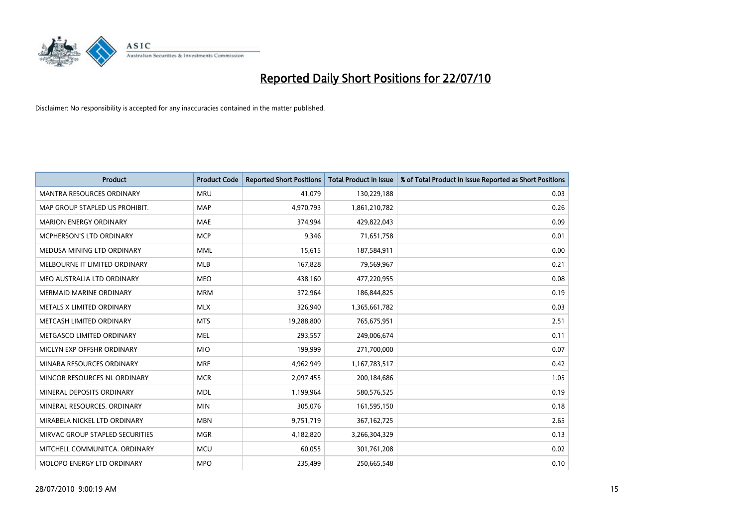# Reported Daily Short Positions for 22/07/10

Disclaimer: No responsibility is accepted for any inaccuracies contained in the matter published.

| Product | Product Code | Reported Short Positions | Total Product in Issue | % of Total Product in Issue Reported as Short Positions |
|---|---|---|---|---|
| MANTRA RESOURCES ORDINARY | MRU | 41,079 | 130,229,188 | 0.03 |
| MAP GROUP STAPLED US PROHIBIT. | MAP | 4,970,793 | 1,861,210,782 | 0.26 |
| MARION ENERGY ORDINARY | MAE | 374,994 | 429,822,043 | 0.09 |
| MCPHERSON'S LTD ORDINARY | MCP | 9,346 | 71,651,758 | 0.01 |
| MEDUSA MINING LTD ORDINARY | MML | 15,615 | 187,584,911 | 0.00 |
| MELBOURNE IT LIMITED ORDINARY | MLB | 167,828 | 79,569,967 | 0.21 |
| MEO AUSTRALIA LTD ORDINARY | MEO | 438,160 | 477,220,955 | 0.08 |
| MERMAID MARINE ORDINARY | MRM | 372,964 | 186,844,825 | 0.19 |
| METALS X LIMITED ORDINARY | MLX | 326,940 | 1,365,661,782 | 0.03 |
| METCASH LIMITED ORDINARY | MTS | 19,288,800 | 765,675,951 | 2.51 |
| METGASCO LIMITED ORDINARY | MEL | 293,557 | 249,006,674 | 0.11 |
| MICLYN EXP OFFSHR ORDINARY | MIO | 199,999 | 271,700,000 | 0.07 |
| MINARA RESOURCES ORDINARY | MRE | 4,962,949 | 1,167,783,517 | 0.42 |
| MINCOR RESOURCES NL ORDINARY | MCR | 2,097,455 | 200,184,686 | 1.05 |
| MINERAL DEPOSITS ORDINARY | MDL | 1,199,964 | 580,576,525 | 0.19 |
| MINERAL RESOURCES. ORDINARY | MIN | 305,076 | 161,595,150 | 0.18 |
| MIRABELA NICKEL LTD ORDINARY | MBN | 9,751,719 | 367,162,725 | 2.65 |
| MIRVAC GROUP STAPLED SECURITIES | MGR | 4,182,820 | 3,266,304,329 | 0.13 |
| MITCHELL COMMUNITCA. ORDINARY | MCU | 60,055 | 301,761,208 | 0.02 |
| MOLOPO ENERGY LTD ORDINARY | MPO | 235,499 | 250,665,548 | 0.10 |

28/07/2010 9:00:19 AM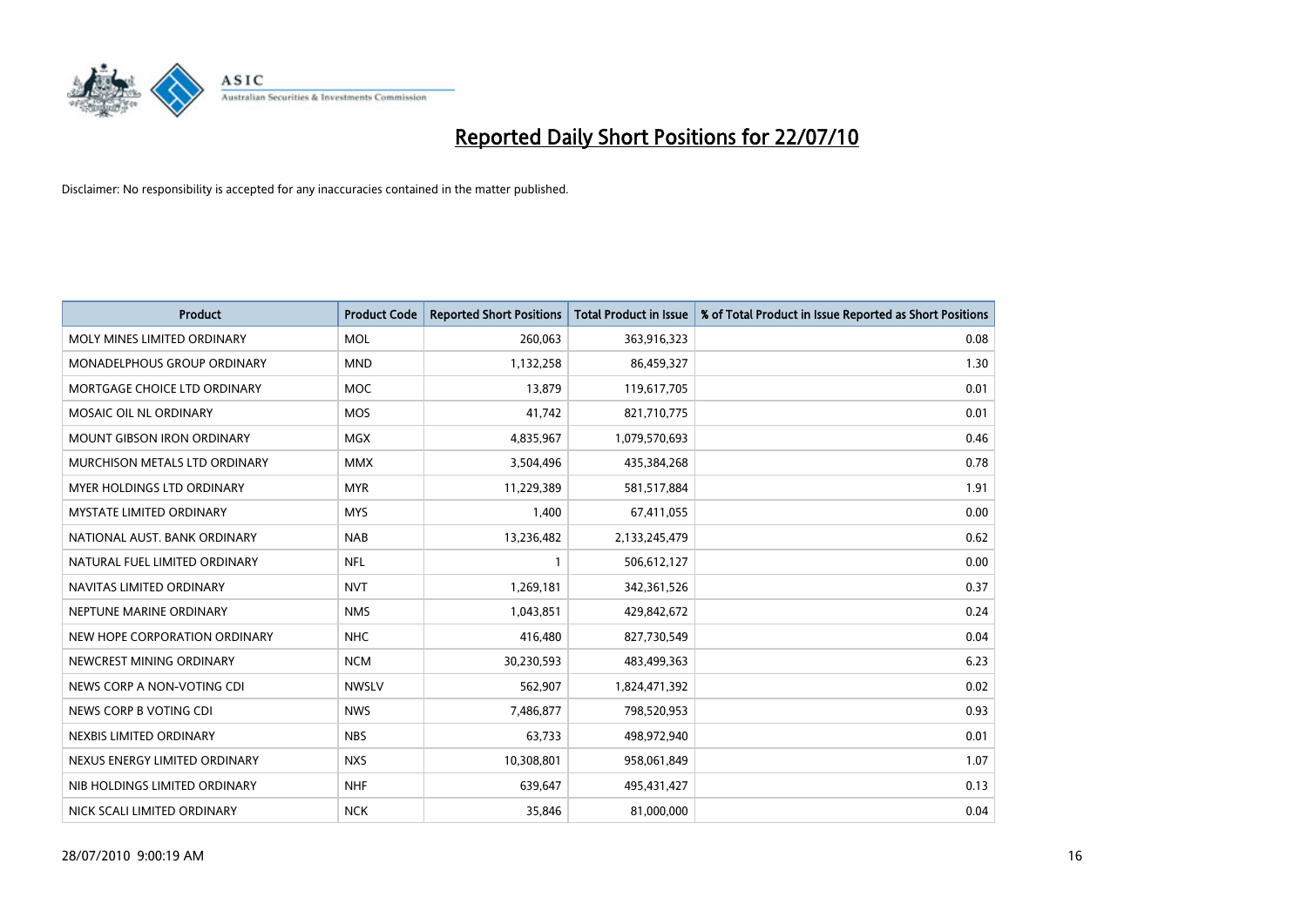# Reported Daily Short Positions for 22/07/10

Disclaimer: No responsibility is accepted for any inaccuracies contained in the matter published.

| Product | Product Code | Reported Short Positions | Total Product in Issue | % of Total Product in Issue Reported as Short Positions |
|---|---|---|---|---|
| MOLY MINES LIMITED ORDINARY | MOL | 260,063 | 363,916,323 | 0.08 |
| MONADELPHOUS GROUP ORDINARY | MND | 1,132,258 | 86,459,327 | 1.30 |
| MORTGAGE CHOICE LTD ORDINARY | MOC | 13,879 | 119,617,705 | 0.01 |
| MOSAIC OIL NL ORDINARY | MOS | 41,742 | 821,710,775 | 0.01 |
| MOUNT GIBSON IRON ORDINARY | MGX | 4,835,967 | 1,079,570,693 | 0.46 |
| MURCHISON METALS LTD ORDINARY | MMX | 3,504,496 | 435,384,268 | 0.78 |
| MYER HOLDINGS LTD ORDINARY | MYR | 11,229,389 | 581,517,884 | 1.91 |
| MYSTATE LIMITED ORDINARY | MYS | 1,400 | 67,411,055 | 0.00 |
| NATIONAL AUST. BANK ORDINARY | NAB | 13,236,482 | 2,133,245,479 | 0.62 |
| NATURAL FUEL LIMITED ORDINARY | NFL | 1 | 506,612,127 | 0.00 |
| NAVITAS LIMITED ORDINARY | NVT | 1,269,181 | 342,361,526 | 0.37 |
| NEPTUNE MARINE ORDINARY | NMS | 1,043,851 | 429,842,672 | 0.24 |
| NEW HOPE CORPORATION ORDINARY | NHC | 416,480 | 827,730,549 | 0.04 |
| NEWCREST MINING ORDINARY | NCM | 30,230,593 | 483,499,363 | 6.23 |
| NEWS CORP A NON-VOTING CDI | NWSLV | 562,907 | 1,824,471,392 | 0.02 |
| NEWS CORP B VOTING CDI | NWS | 7,486,877 | 798,520,953 | 0.93 |
| NEXBIS LIMITED ORDINARY | NBS | 63,733 | 498,972,940 | 0.01 |
| NEXUS ENERGY LIMITED ORDINARY | NXS | 10,308,801 | 958,061,849 | 1.07 |
| NIB HOLDINGS LIMITED ORDINARY | NHF | 639,647 | 495,431,427 | 0.13 |
| NICK SCALI LIMITED ORDINARY | NCK | 35,846 | 81,000,000 | 0.04 |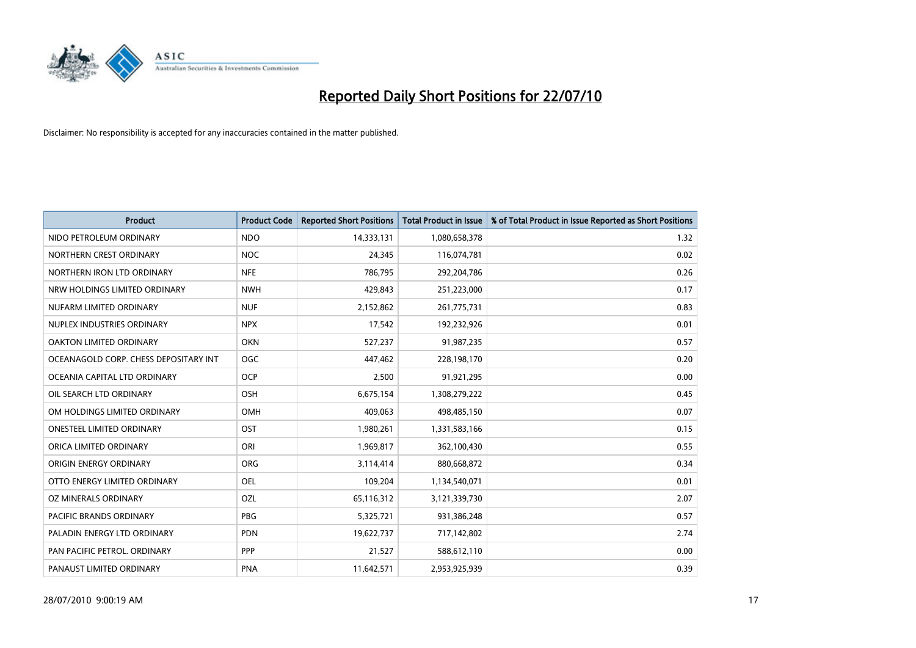# Reported Daily Short Positions for 22/07/10

Disclaimer: No responsibility is accepted for any inaccuracies contained in the matter published.

| Product | Product Code | Reported Short Positions | Total Product in Issue | % of Total Product in Issue Reported as Short Positions |
|---|---|---|---|---|
| NIDO PETROLEUM ORDINARY | NDO | 14,333,131 | 1,080,658,378 | 1.32 |
| NORTHERN CREST ORDINARY | NOC | 24,345 | 116,074,781 | 0.02 |
| NORTHERN IRON LTD ORDINARY | NFE | 786,795 | 292,204,786 | 0.26 |
| NRW HOLDINGS LIMITED ORDINARY | NWH | 429,843 | 251,223,000 | 0.17 |
| NUFARM LIMITED ORDINARY | NUF | 2,152,862 | 261,775,731 | 0.83 |
| NUPLEX INDUSTRIES ORDINARY | NPX | 17,542 | 192,232,926 | 0.01 |
| OAKTON LIMITED ORDINARY | OKN | 527,237 | 91,987,235 | 0.57 |
| OCEANAGOLD CORP. CHESS DEPOSITARY INT | OGC | 447,462 | 228,198,170 | 0.20 |
| OCEANIA CAPITAL LTD ORDINARY | OCP | 2,500 | 91,921,295 | 0.00 |
| OIL SEARCH LTD ORDINARY | OSH | 6,675,154 | 1,308,279,222 | 0.45 |
| OM HOLDINGS LIMITED ORDINARY | OMH | 409,063 | 498,485,150 | 0.07 |
| ONESTEEL LIMITED ORDINARY | OST | 1,980,261 | 1,331,583,166 | 0.15 |
| ORICA LIMITED ORDINARY | ORI | 1,969,817 | 362,100,430 | 0.55 |
| ORIGIN ENERGY ORDINARY | ORG | 3,114,414 | 880,668,872 | 0.34 |
| OTTO ENERGY LIMITED ORDINARY | OEL | 109,204 | 1,134,540,071 | 0.01 |
| OZ MINERALS ORDINARY | OZL | 65,116,312 | 3,121,339,730 | 2.07 |
| PACIFIC BRANDS ORDINARY | PBG | 5,325,721 | 931,386,248 | 0.57 |
| PALADIN ENERGY LTD ORDINARY | PDN | 19,622,737 | 717,142,802 | 2.74 |
| PAN PACIFIC PETROL. ORDINARY | PPP | 21,527 | 588,612,110 | 0.00 |
| PANAUST LIMITED ORDINARY | PNA | 11,642,571 | 2,953,925,939 | 0.39 |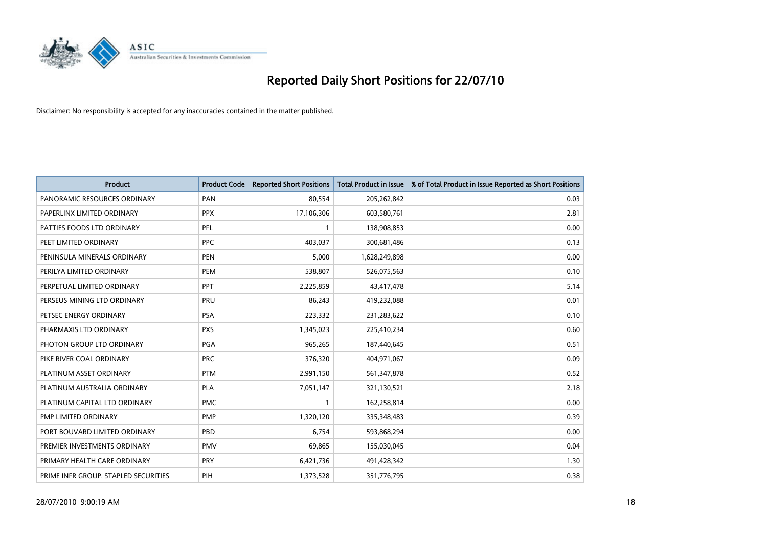# Reported Daily Short Positions for 22/07/10

Disclaimer: No responsibility is accepted for any inaccuracies contained in the matter published.

| Product | Product Code | Reported Short Positions | Total Product in Issue | % of Total Product in Issue Reported as Short Positions |
|---|---|---|---|---|
| PANORAMIC RESOURCES ORDINARY | PAN | 80,554 | 205,262,842 | 0.03 |
| PAPERLINX LIMITED ORDINARY | PPX | 17,106,306 | 603,580,761 | 2.81 |
| PATTIES FOODS LTD ORDINARY | PFL | 1 | 138,908,853 | 0.00 |
| PEET LIMITED ORDINARY | PPC | 403,037 | 300,681,486 | 0.13 |
| PENINSULA MINERALS ORDINARY | PEN | 5,000 | 1,628,249,898 | 0.00 |
| PERILYA LIMITED ORDINARY | PEM | 538,807 | 526,075,563 | 0.10 |
| PERPETUAL LIMITED ORDINARY | PPT | 2,225,859 | 43,417,478 | 5.14 |
| PERSEUS MINING LTD ORDINARY | PRU | 86,243 | 419,232,088 | 0.01 |
| PETSEC ENERGY ORDINARY | PSA | 223,332 | 231,283,622 | 0.10 |
| PHARMAXIS LTD ORDINARY | PXS | 1,345,023 | 225,410,234 | 0.60 |
| PHOTON GROUP LTD ORDINARY | PGA | 965,265 | 187,440,645 | 0.51 |
| PIKE RIVER COAL ORDINARY | PRC | 376,320 | 404,971,067 | 0.09 |
| PLATINUM ASSET ORDINARY | PTM | 2,991,150 | 561,347,878 | 0.52 |
| PLATINUM AUSTRALIA ORDINARY | PLA | 7,051,147 | 321,130,521 | 2.18 |
| PLATINUM CAPITAL LTD ORDINARY | PMC | 1 | 162,258,814 | 0.00 |
| PMP LIMITED ORDINARY | PMP | 1,320,120 | 335,348,483 | 0.39 |
| PORT BOUVARD LIMITED ORDINARY | PBD | 6,754 | 593,868,294 | 0.00 |
| PREMIER INVESTMENTS ORDINARY | PMV | 69,865 | 155,030,045 | 0.04 |
| PRIMARY HEALTH CARE ORDINARY | PRY | 6,421,736 | 491,428,342 | 1.30 |
| PRIME INFR GROUP. STAPLED SECURITIES | PIH | 1,373,528 | 351,776,795 | 0.38 |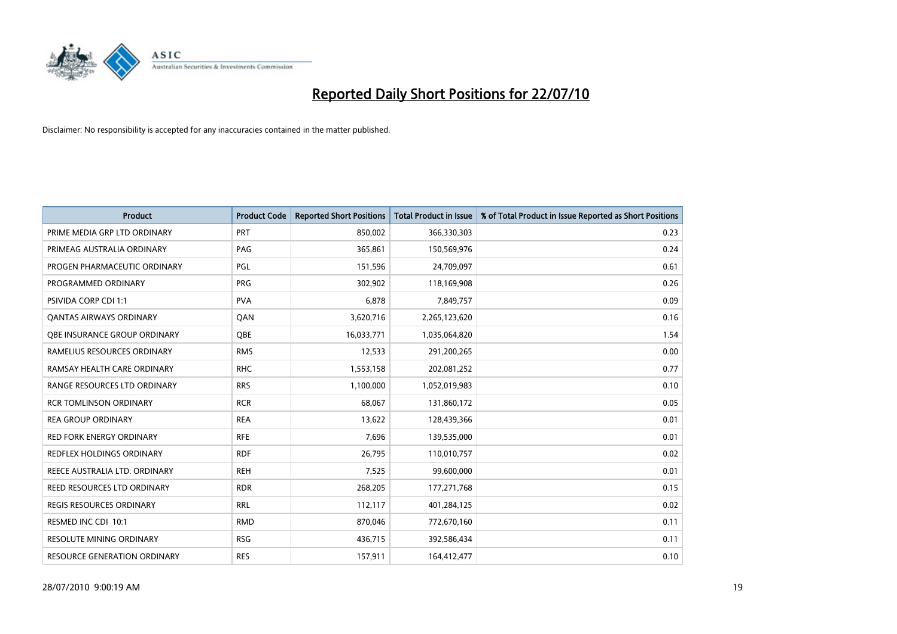# Reported Daily Short Positions for 22/07/10

Disclaimer: No responsibility is accepted for any inaccuracies contained in the matter published.

| Product | Product Code | Reported Short Positions | Total Product in Issue | % of Total Product in Issue Reported as Short Positions |
|---|---|---|---|---|
| PRIME MEDIA GRP LTD ORDINARY | PRT | 850,002 | 366,330,303 | 0.23 |
| PRIMEAG AUSTRALIA ORDINARY | PAG | 365,861 | 150,569,976 | 0.24 |
| PROGEN PHARMACEUTIC ORDINARY | PGL | 151,596 | 24,709,097 | 0.61 |
| PROGRAMMED ORDINARY | PRG | 302,902 | 118,169,908 | 0.26 |
| PSIVIDA CORP CDI 1:1 | PVA | 6,878 | 7,849,757 | 0.09 |
| QANTAS AIRWAYS ORDINARY | QAN | 3,620,716 | 2,265,123,620 | 0.16 |
| QBE INSURANCE GROUP ORDINARY | QBE | 16,033,771 | 1,035,064,820 | 1.54 |
| RAMELIUS RESOURCES ORDINARY | RMS | 12,533 | 291,200,265 | 0.00 |
| RAMSAY HEALTH CARE ORDINARY | RHC | 1,553,158 | 202,081,252 | 0.77 |
| RANGE RESOURCES LTD ORDINARY | RRS | 1,100,000 | 1,052,019,983 | 0.10 |
| RCR TOMLINSON ORDINARY | RCR | 68,067 | 131,860,172 | 0.05 |
| REA GROUP ORDINARY | REA | 13,622 | 128,439,366 | 0.01 |
| RED FORK ENERGY ORDINARY | RFE | 7,696 | 139,535,000 | 0.01 |
| REDFLEX HOLDINGS ORDINARY | RDF | 26,795 | 110,010,757 | 0.02 |
| REECE AUSTRALIA LTD. ORDINARY | REH | 7,525 | 99,600,000 | 0.01 |
| REED RESOURCES LTD ORDINARY | RDR | 268,205 | 177,271,768 | 0.15 |
| REGIS RESOURCES ORDINARY | RRL | 112,117 | 401,284,125 | 0.02 |
| RESMED INC CDI 10:1 | RMD | 870,046 | 772,670,160 | 0.11 |
| RESOLUTE MINING ORDINARY | RSG | 436,715 | 392,586,434 | 0.11 |
| RESOURCE GENERATION ORDINARY | RES | 157,911 | 164,412,477 | 0.10 |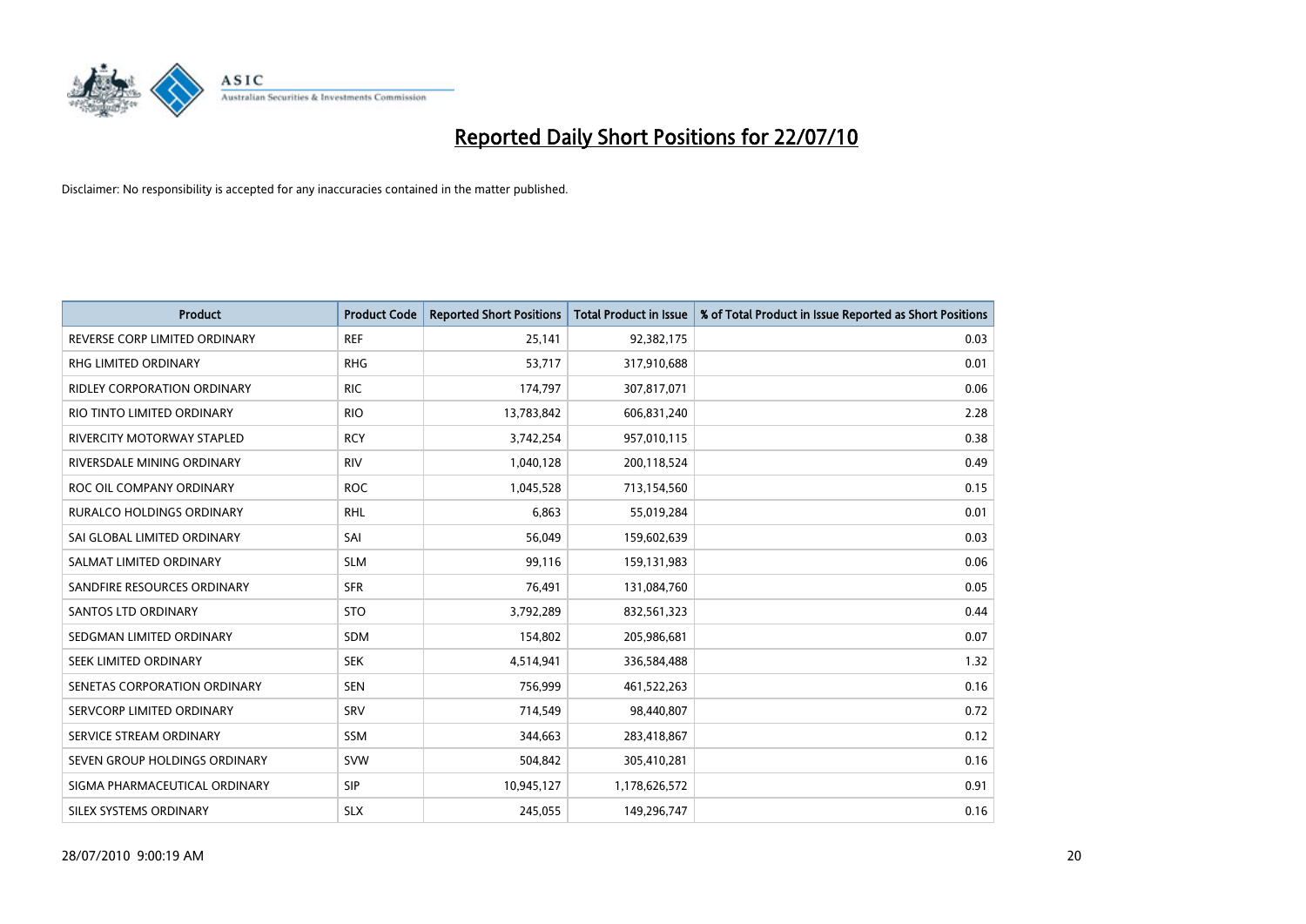# Reported Daily Short Positions for 22/07/10

Disclaimer: No responsibility is accepted for any inaccuracies contained in the matter published.

| Product | Product Code | Reported Short Positions | Total Product in Issue | % of Total Product in Issue Reported as Short Positions |
|---|---|---|---|---|
| REVERSE CORP LIMITED ORDINARY | REF | 25,141 | 92,382,175 | 0.03 |
| RHG LIMITED ORDINARY | RHG | 53,717 | 317,910,688 | 0.01 |
| RIDLEY CORPORATION ORDINARY | RIC | 174,797 | 307,817,071 | 0.06 |
| RIO TINTO LIMITED ORDINARY | RIO | 13,783,842 | 606,831,240 | 2.28 |
| RIVERCITY MOTORWAY STAPLED | RCY | 3,742,254 | 957,010,115 | 0.38 |
| RIVERSDALE MINING ORDINARY | RIV | 1,040,128 | 200,118,524 | 0.49 |
| ROC OIL COMPANY ORDINARY | ROC | 1,045,528 | 713,154,560 | 0.15 |
| RURALCO HOLDINGS ORDINARY | RHL | 6,863 | 55,019,284 | 0.01 |
| SAI GLOBAL LIMITED ORDINARY | SAI | 56,049 | 159,602,639 | 0.03 |
| SALMAT LIMITED ORDINARY | SLM | 99,116 | 159,131,983 | 0.06 |
| SANDFIRE RESOURCES ORDINARY | SFR | 76,491 | 131,084,760 | 0.05 |
| SANTOS LTD ORDINARY | STO | 3,792,289 | 832,561,323 | 0.44 |
| SEDGMAN LIMITED ORDINARY | SDM | 154,802 | 205,986,681 | 0.07 |
| SEEK LIMITED ORDINARY | SEK | 4,514,941 | 336,584,488 | 1.32 |
| SENETAS CORPORATION ORDINARY | SEN | 756,999 | 461,522,263 | 0.16 |
| SERVCORP LIMITED ORDINARY | SRV | 714,549 | 98,440,807 | 0.72 |
| SERVICE STREAM ORDINARY | SSM | 344,663 | 283,418,867 | 0.12 |
| SEVEN GROUP HOLDINGS ORDINARY | SVW | 504,842 | 305,410,281 | 0.16 |
| SIGMA PHARMACEUTICAL ORDINARY | SIP | 10,945,127 | 1,178,626,572 | 0.91 |
| SILEX SYSTEMS ORDINARY | SLX | 245,055 | 149,296,747 | 0.16 |

28/07/2010 9:00:19 AM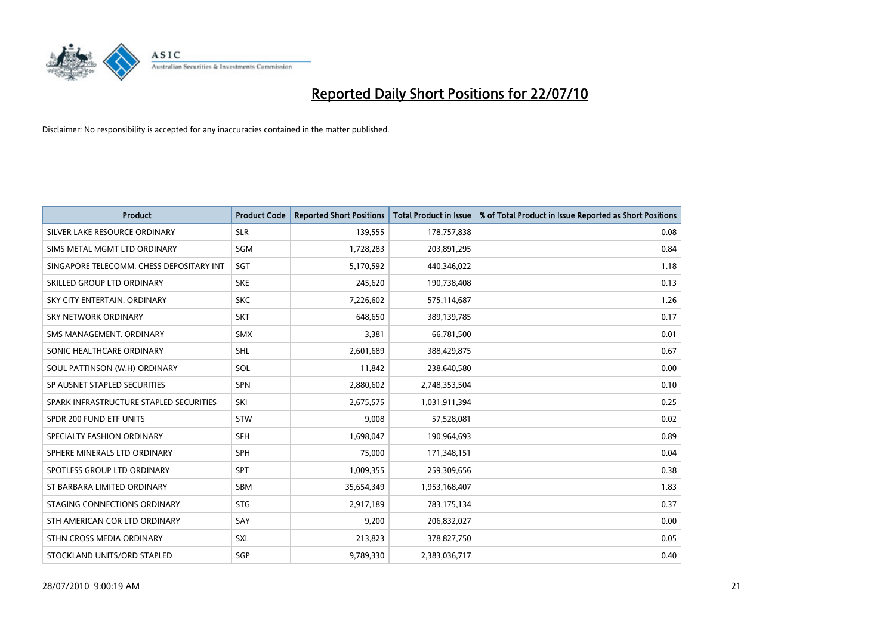# Reported Daily Short Positions for 22/07/10

Disclaimer: No responsibility is accepted for any inaccuracies contained in the matter published.

| Product | Product Code | Reported Short Positions | Total Product in Issue | % of Total Product in Issue Reported as Short Positions |
|---|---|---|---|---|
| SILVER LAKE RESOURCE ORDINARY | SLR | 139,555 | 178,757,838 | 0.08 |
| SIMS METAL MGMT LTD ORDINARY | SGM | 1,728,283 | 203,891,295 | 0.84 |
| SINGAPORE TELECOMM. CHESS DEPOSITARY INT | SGT | 5,170,592 | 440,346,022 | 1.18 |
| SKILLED GROUP LTD ORDINARY | SKE | 245,620 | 190,738,408 | 0.13 |
| SKY CITY ENTERTAIN. ORDINARY | SKC | 7,226,602 | 575,114,687 | 1.26 |
| SKY NETWORK ORDINARY | SKT | 648,650 | 389,139,785 | 0.17 |
| SMS MANAGEMENT. ORDINARY | SMX | 3,381 | 66,781,500 | 0.01 |
| SONIC HEALTHCARE ORDINARY | SHL | 2,601,689 | 388,429,875 | 0.67 |
| SOUL PATTINSON (W.H) ORDINARY | SOL | 11,842 | 238,640,580 | 0.00 |
| SP AUSNET STAPLED SECURITIES | SPN | 2,880,602 | 2,748,353,504 | 0.10 |
| SPARK INFRASTRUCTURE STAPLED SECURITIES | SKI | 2,675,575 | 1,031,911,394 | 0.25 |
| SPDR 200 FUND ETF UNITS | STW | 9,008 | 57,528,081 | 0.02 |
| SPECIALTY FASHION ORDINARY | SFH | 1,698,047 | 190,964,693 | 0.89 |
| SPHERE MINERALS LTD ORDINARY | SPH | 75,000 | 171,348,151 | 0.04 |
| SPOTLESS GROUP LTD ORDINARY | SPT | 1,009,355 | 259,309,656 | 0.38 |
| ST BARBARA LIMITED ORDINARY | SBM | 35,654,349 | 1,953,168,407 | 1.83 |
| STAGING CONNECTIONS ORDINARY | STG | 2,917,189 | 783,175,134 | 0.37 |
| STH AMERICAN COR LTD ORDINARY | SAY | 9,200 | 206,832,027 | 0.00 |
| STHN CROSS MEDIA ORDINARY | SXL | 213,823 | 378,827,750 | 0.05 |
| STOCKLAND UNITS/ORD STAPLED | SGP | 9,789,330 | 2,383,036,717 | 0.40 |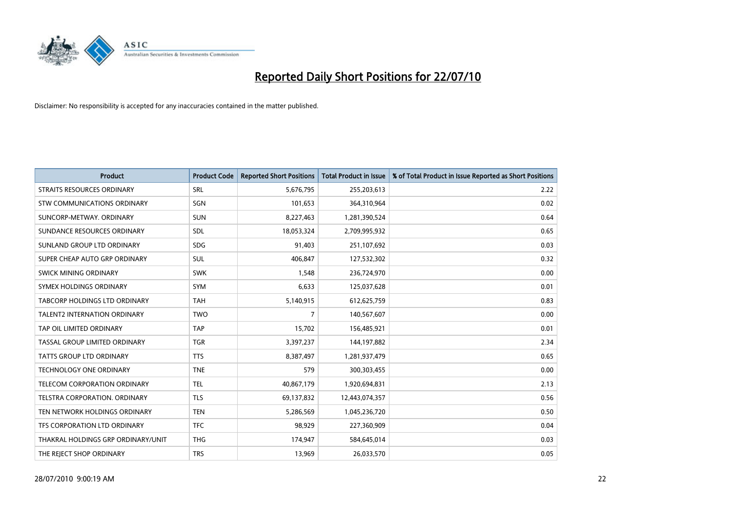# Reported Daily Short Positions for 22/07/10

Disclaimer: No responsibility is accepted for any inaccuracies contained in the matter published.

| Product | Product Code | Reported Short Positions | Total Product in Issue | % of Total Product in Issue Reported as Short Positions |
|---|---|---|---|---|
| STRAITS RESOURCES ORDINARY | SRL | 5,676,795 | 255,203,613 | 2.22 |
| STW COMMUNICATIONS ORDINARY | SGN | 101,653 | 364,310,964 | 0.02 |
| SUNCORP-METWAY. ORDINARY | SUN | 8,227,463 | 1,281,390,524 | 0.64 |
| SUNDANCE RESOURCES ORDINARY | SDL | 18,053,324 | 2,709,995,932 | 0.65 |
| SUNLAND GROUP LTD ORDINARY | SDG | 91,403 | 251,107,692 | 0.03 |
| SUPER CHEAP AUTO GRP ORDINARY | SUL | 406,847 | 127,532,302 | 0.32 |
| SWICK MINING ORDINARY | SWK | 1,548 | 236,724,970 | 0.00 |
| SYMEX HOLDINGS ORDINARY | SYM | 6,633 | 125,037,628 | 0.01 |
| TABCORP HOLDINGS LTD ORDINARY | TAH | 5,140,915 | 612,625,759 | 0.83 |
| TALENT2 INTERNATION ORDINARY | TWO | 7 | 140,567,607 | 0.00 |
| TAP OIL LIMITED ORDINARY | TAP | 15,702 | 156,485,921 | 0.01 |
| TASSAL GROUP LIMITED ORDINARY | TGR | 3,397,237 | 144,197,882 | 2.34 |
| TATTS GROUP LTD ORDINARY | TTS | 8,387,497 | 1,281,937,479 | 0.65 |
| TECHNOLOGY ONE ORDINARY | TNE | 579 | 300,303,455 | 0.00 |
| TELECOM CORPORATION ORDINARY | TEL | 40,867,179 | 1,920,694,831 | 2.13 |
| TELSTRA CORPORATION. ORDINARY | TLS | 69,137,832 | 12,443,074,357 | 0.56 |
| TEN NETWORK HOLDINGS ORDINARY | TEN | 5,286,569 | 1,045,236,720 | 0.50 |
| TFS CORPORATION LTD ORDINARY | TFC | 98,929 | 227,360,909 | 0.04 |
| THAKRAL HOLDINGS GRP ORDINARY/UNIT | THG | 174,947 | 584,645,014 | 0.03 |
| THE REJECT SHOP ORDINARY | TRS | 13,969 | 26,033,570 | 0.05 |

28/07/2010 9:00:19 AM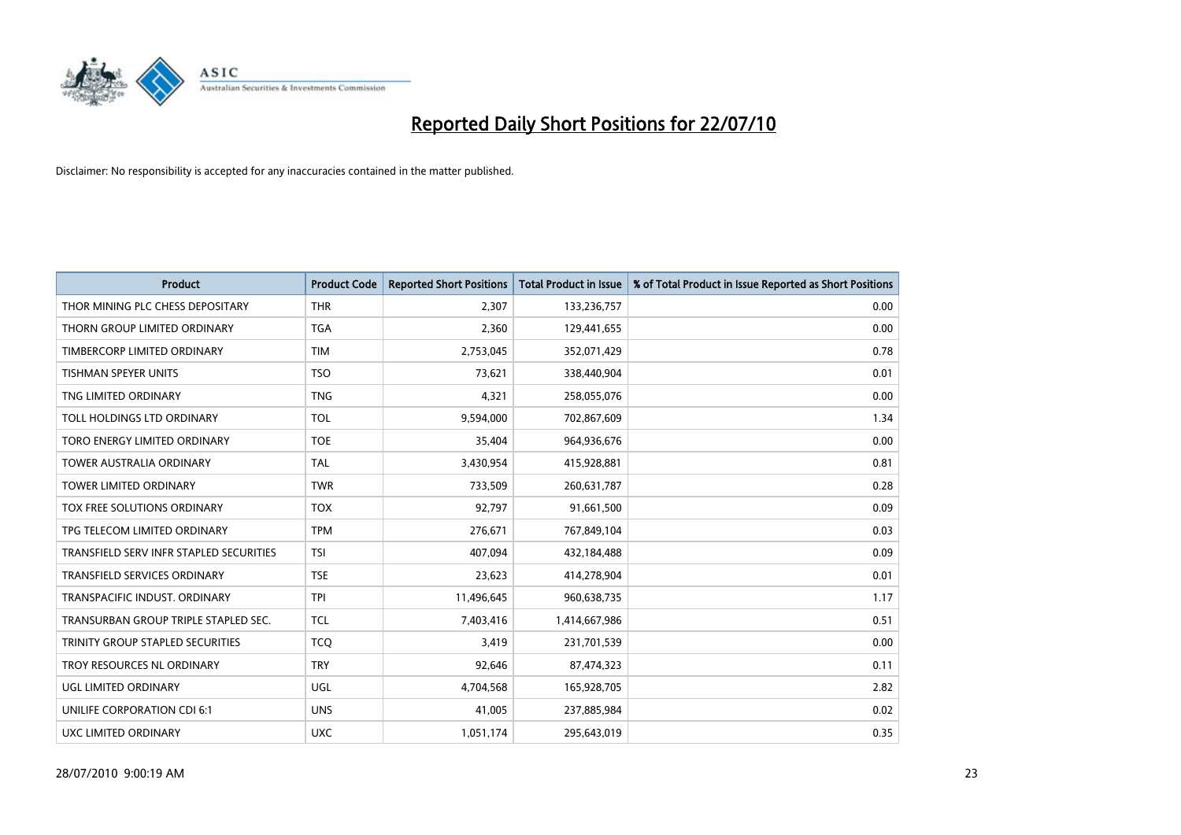# Reported Daily Short Positions for 22/07/10

Disclaimer: No responsibility is accepted for any inaccuracies contained in the matter published.

| Product | Product Code | Reported Short Positions | Total Product in Issue | % of Total Product in Issue Reported as Short Positions |
| --- | --- | --- | --- | --- |
| THOR MINING PLC CHESS DEPOSITARY | THR | 2,307 | 133,236,757 | 0.00 |
| THORN GROUP LIMITED ORDINARY | TGA | 2,360 | 129,441,655 | 0.00 |
| TIMBERCORP LIMITED ORDINARY | TIM | 2,753,045 | 352,071,429 | 0.78 |
| TISHMAN SPEYER UNITS | TSO | 73,621 | 338,440,904 | 0.01 |
| TNG LIMITED ORDINARY | TNG | 4,321 | 258,055,076 | 0.00 |
| TOLL HOLDINGS LTD ORDINARY | TOL | 9,594,000 | 702,867,609 | 1.34 |
| TORO ENERGY LIMITED ORDINARY | TOE | 35,404 | 964,936,676 | 0.00 |
| TOWER AUSTRALIA ORDINARY | TAL | 3,430,954 | 415,928,881 | 0.81 |
| TOWER LIMITED ORDINARY | TWR | 733,509 | 260,631,787 | 0.28 |
| TOX FREE SOLUTIONS ORDINARY | TOX | 92,797 | 91,661,500 | 0.09 |
| TPG TELECOM LIMITED ORDINARY | TPM | 276,671 | 767,849,104 | 0.03 |
| TRANSFIELD SERV INFR STAPLED SECURITIES | TSI | 407,094 | 432,184,488 | 0.09 |
| TRANSFIELD SERVICES ORDINARY | TSE | 23,623 | 414,278,904 | 0.01 |
| TRANSPACIFIC INDUST. ORDINARY | TPI | 11,496,645 | 960,638,735 | 1.17 |
| TRANSURBAN GROUP TRIPLE STAPLED SEC. | TCL | 7,403,416 | 1,414,667,986 | 0.51 |
| TRINITY GROUP STAPLED SECURITIES | TCQ | 3,419 | 231,701,539 | 0.00 |
| TROY RESOURCES NL ORDINARY | TRY | 92,646 | 87,474,323 | 0.11 |
| UGL LIMITED ORDINARY | UGL | 4,704,568 | 165,928,705 | 2.82 |
| UNILIFE CORPORATION CDI 6:1 | UNS | 41,005 | 237,885,984 | 0.02 |
| UXC LIMITED ORDINARY | UXC | 1,051,174 | 295,643,019 | 0.35 |

28/07/2010 9:00:19 AM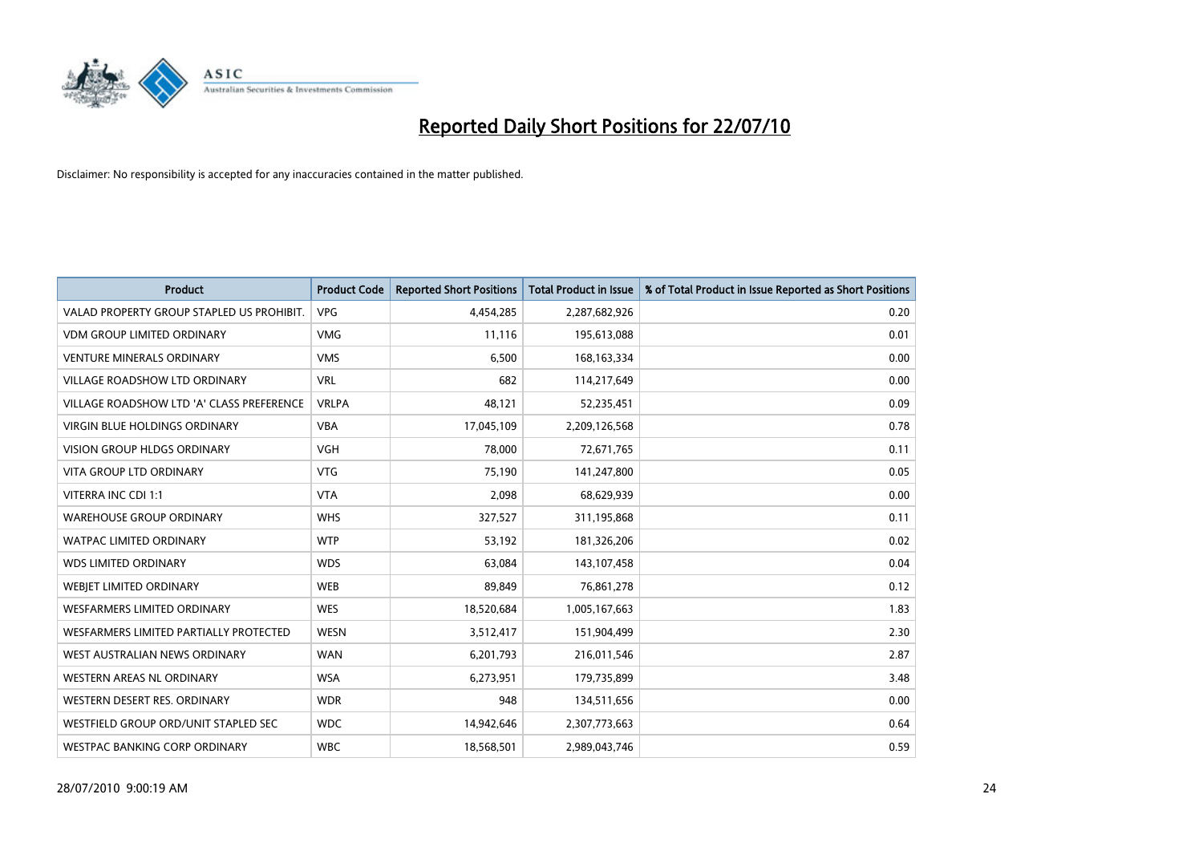# Reported Daily Short Positions for 22/07/10

Disclaimer: No responsibility is accepted for any inaccuracies contained in the matter published.

| Product | Product Code | Reported Short Positions | Total Product in Issue | % of Total Product in Issue Reported as Short Positions |
|---|---|---|---|---|
| VALAD PROPERTY GROUP STAPLED US PROHIBIT. | VPG | 4,454,285 | 2,287,682,926 | 0.20 |
| VDM GROUP LIMITED ORDINARY | VMG | 11,116 | 195,613,088 | 0.01 |
| VENTURE MINERALS ORDINARY | VMS | 6,500 | 168,163,334 | 0.00 |
| VILLAGE ROADSHOW LTD ORDINARY | VRL | 682 | 114,217,649 | 0.00 |
| VILLAGE ROADSHOW LTD 'A' CLASS PREFERENCE | VRLPA | 48,121 | 52,235,451 | 0.09 |
| VIRGIN BLUE HOLDINGS ORDINARY | VBA | 17,045,109 | 2,209,126,568 | 0.78 |
| VISION GROUP HLDGS ORDINARY | VGH | 78,000 | 72,671,765 | 0.11 |
| VITA GROUP LTD ORDINARY | VTG | 75,190 | 141,247,800 | 0.05 |
| VITERRA INC CDI 1:1 | VTA | 2,098 | 68,629,939 | 0.00 |
| WAREHOUSE GROUP ORDINARY | WHS | 327,527 | 311,195,868 | 0.11 |
| WATPAC LIMITED ORDINARY | WTP | 53,192 | 181,326,206 | 0.02 |
| WDS LIMITED ORDINARY | WDS | 63,084 | 143,107,458 | 0.04 |
| WEBJET LIMITED ORDINARY | WEB | 89,849 | 76,861,278 | 0.12 |
| WESFARMERS LIMITED ORDINARY | WES | 18,520,684 | 1,005,167,663 | 1.83 |
| WESFARMERS LIMITED PARTIALLY PROTECTED | WESN | 3,512,417 | 151,904,499 | 2.30 |
| WEST AUSTRALIAN NEWS ORDINARY | WAN | 6,201,793 | 216,011,546 | 2.87 |
| WESTERN AREAS NL ORDINARY | WSA | 6,273,951 | 179,735,899 | 3.48 |
| WESTERN DESERT RES. ORDINARY | WDR | 948 | 134,511,656 | 0.00 |
| WESTFIELD GROUP ORD/UNIT STAPLED SEC | WDC | 14,942,646 | 2,307,773,663 | 0.64 |
| WESTPAC BANKING CORP ORDINARY | WBC | 18,568,501 | 2,989,043,746 | 0.59 |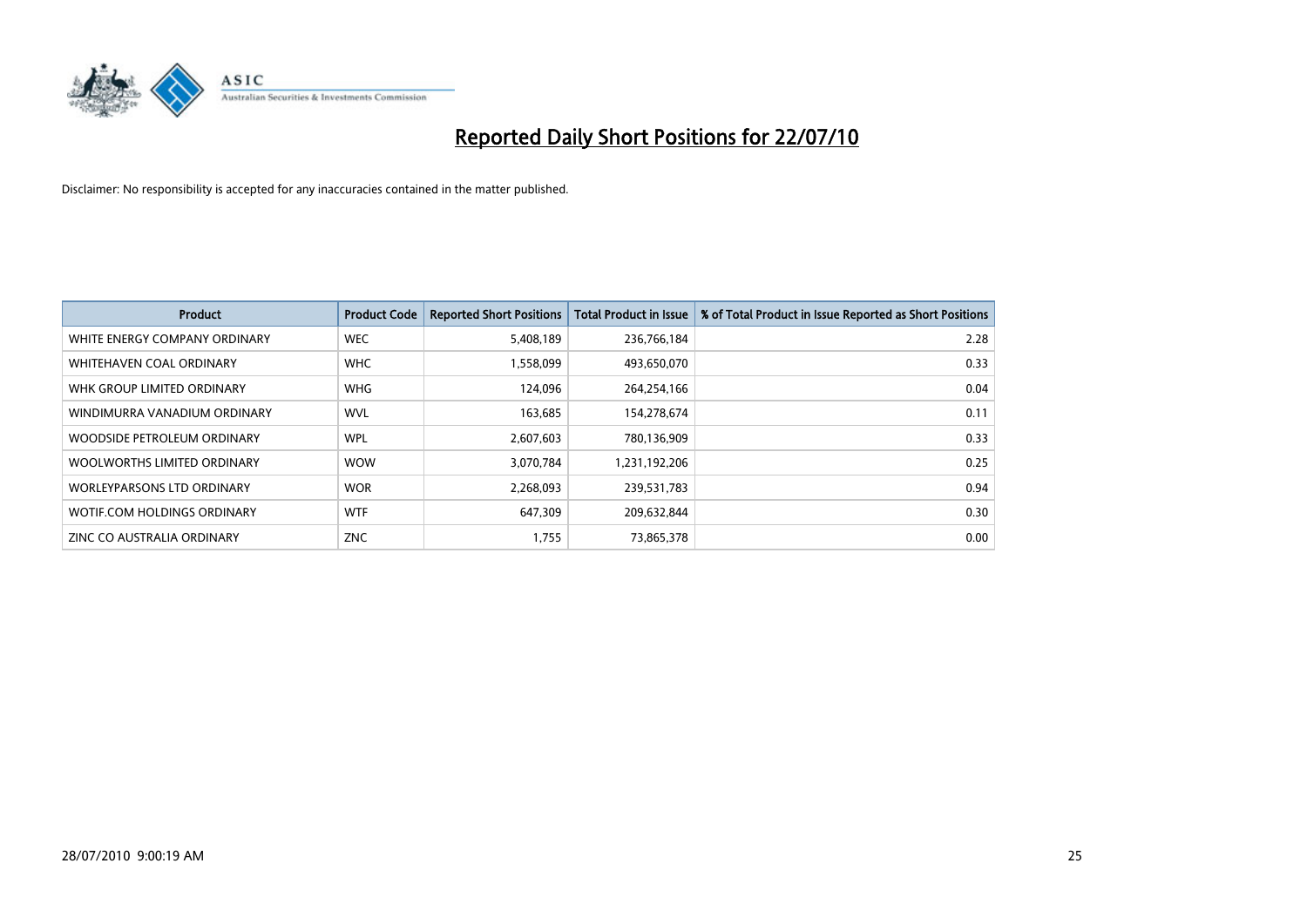# Reported Daily Short Positions for 22/07/10

Disclaimer: No responsibility is accepted for any inaccuracies contained in the matter published.

| Product | Product Code | Reported Short Positions | Total Product in Issue | % of Total Product in Issue Reported as Short Positions |
|---|---|---|---|---|
| WHITE ENERGY COMPANY ORDINARY | WEC | 5,408,189 | 236,766,184 | 2.28 |
| WHITEHAVEN COAL ORDINARY | WHC | 1,558,099 | 493,650,070 | 0.33 |
| WHK GROUP LIMITED ORDINARY | WHG | 124,096 | 264,254,166 | 0.04 |
| WINDIMURRA VANADIUM ORDINARY | WVL | 163,685 | 154,278,674 | 0.11 |
| WOODSIDE PETROLEUM ORDINARY | WPL | 2,607,603 | 780,136,909 | 0.33 |
| WOOLWORTHS LIMITED ORDINARY | WOW | 3,070,784 | 1,231,192,206 | 0.25 |
| WORLEYPARSONS LTD ORDINARY | WOR | 2,268,093 | 239,531,783 | 0.94 |
| WOTIF.COM HOLDINGS ORDINARY | WTF | 647,309 | 209,632,844 | 0.30 |
| ZINC CO AUSTRALIA ORDINARY | ZNC | 1,755 | 73,865,378 | 0.00 |

28/07/2010 9:00:19 AM